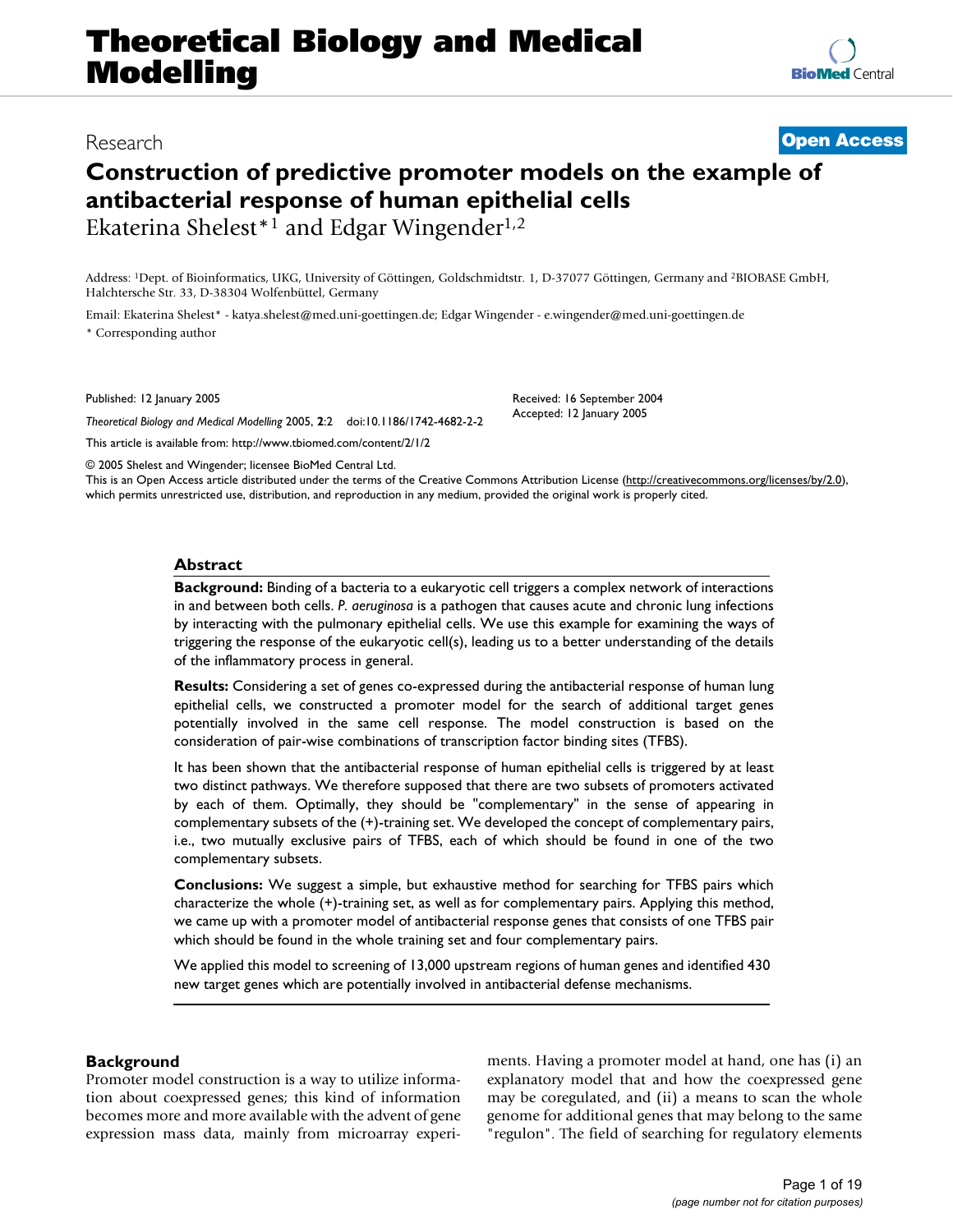# Construction of predictive promoter models on the example of antibacterial response of human epithelial cells

Research | Open Access

Ekaterina Shelest*[1] and Edgar Wingender[1,2]

Address: [1]Dept. of Bioinformatics, UKG, University of Göttingen, Goldschmidtstr. 1, D-37077 Göttingen, Germany and [2]BIOBASE GmbH, Halchtersche Str. 33, D-38304 Wolfenbüttel, Germany

Email: Ekaterina Shelest* - katya.shelest@med.uni-goettingen.de; Edgar Wingender - e.wingender@med.uni-goettingen.de

\* Corresponding author

Published: 12 January 2005

*Theoretical Biology and Medical Modelling* 2005, **2**:2 doi:10.1186/1742-4682-2-2

This article is available from: http://www.tbiomed.com/content/2/1/2

Received: 16 September 2004
Accepted: 12 January 2005

© 2005 Shelest and Wingender; licensee BioMed Central Ltd.
This is an Open Access article distributed under the terms of the Creative Commons Attribution License (http://creativecommons.org/licenses/by/2.0), which permits unrestricted use, distribution, and reproduction in any medium, provided the original work is properly cited.

## Abstract

**Background:** Binding of a bacteria to a eukaryotic cell triggers a complex network of interactions in and between both cells. *P. aeruginosa* is a pathogen that causes acute and chronic lung infections by interacting with the pulmonary epithelial cells. We use this example for examining the ways of triggering the response of the eukaryotic cell(s), leading us to a better understanding of the details of the inflammatory process in general.

**Results:** Considering a set of genes co-expressed during the antibacterial response of human lung epithelial cells, we constructed a promoter model for the search of additional target genes potentially involved in the same cell response. The model construction is based on the consideration of pair-wise combinations of transcription factor binding sites (TFBS).

It has been shown that the antibacterial response of human epithelial cells is triggered by at least two distinct pathways. We therefore supposed that there are two subsets of promoters activated by each of them. Optimally, they should be "complementary" in the sense of appearing in complementary subsets of the (+)-training set. We developed the concept of complementary pairs, i.e., two mutually exclusive pairs of TFBS, each of which should be found in one of the two complementary subsets.

**Conclusions:** We suggest a simple, but exhaustive method for searching for TFBS pairs which characterize the whole (+)-training set, as well as for complementary pairs. Applying this method, we came up with a promoter model of antibacterial response genes that consists of one TFBS pair which should be found in the whole training set and four complementary pairs.

We applied this model to screening of 13,000 upstream regions of human genes and identified 430 new target genes which are potentially involved in antibacterial defense mechanisms.

## Background

Promoter model construction is a way to utilize information about coexpressed genes; this kind of information becomes more and more available with the advent of gene expression mass data, mainly from microarray experiments. Having a promoter model at hand, one has (i) an explanatory model that and how the coexpressed gene may be coregulated, and (ii) a means to scan the whole genome for additional genes that may belong to the same "regulon". The field of searching for regulatory elements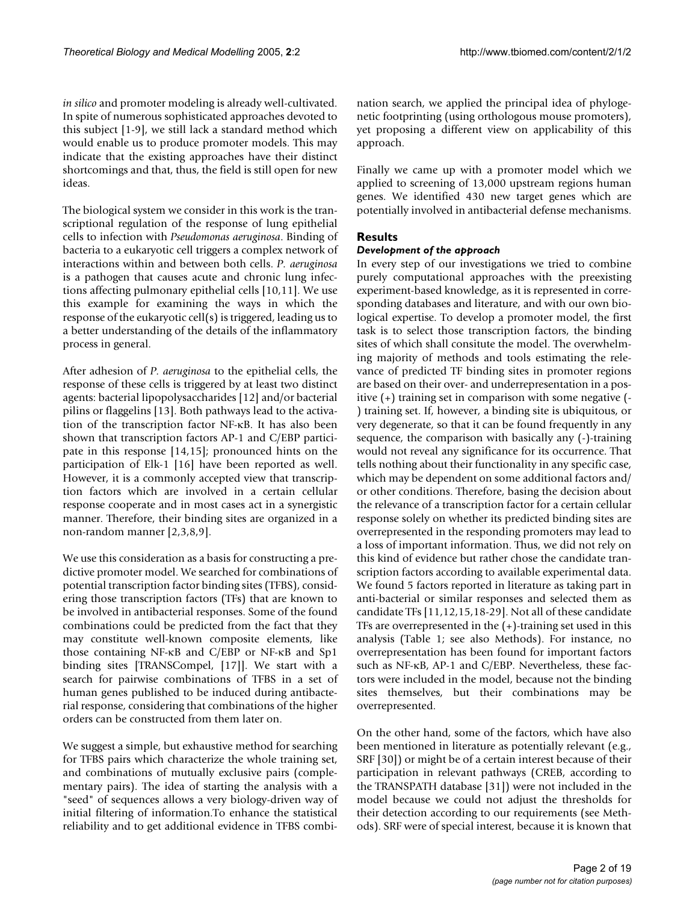*in silico* and promoter modeling is already well-cultivated. In spite of numerous sophisticated approaches devoted to this subject [1-9], we still lack a standard method which would enable us to produce promoter models. This may indicate that the existing approaches have their distinct shortcomings and that, thus, the field is still open for new ideas.

The biological system we consider in this work is the transcriptional regulation of the response of lung epithelial cells to infection with *Pseudomonas aeruginosa*. Binding of bacteria to a eukaryotic cell triggers a complex network of interactions within and between both cells. *P. aeruginosa* is a pathogen that causes acute and chronic lung infections affecting pulmonary epithelial cells [10,11]. We use this example for examining the ways in which the response of the eukaryotic cell(s) is triggered, leading us to a better understanding of the details of the inflammatory process in general.

After adhesion of *P. aeruginosa* to the epithelial cells, the response of these cells is triggered by at least two distinct agents: bacterial lipopolysaccharides [12] and/or bacterial pilins or flaggelins [13]. Both pathways lead to the activation of the transcription factor NF-κB. It has also been shown that transcription factors AP-1 and C/EBP participate in this response [14,15]; pronounced hints on the participation of Elk-1 [16] have been reported as well. However, it is a commonly accepted view that transcription factors which are involved in a certain cellular response cooperate and in most cases act in a synergistic manner. Therefore, their binding sites are organized in a non-random manner [2,3,8,9].

We use this consideration as a basis for constructing a predictive promoter model. We searched for combinations of potential transcription factor binding sites (TFBS), considering those transcription factors (TFs) that are known to be involved in antibacterial responses. Some of the found combinations could be predicted from the fact that they may constitute well-known composite elements, like those containing NF-κB and C/EBP or NF-κB and Sp1 binding sites [TRANSCompel, [17]]. We start with a search for pairwise combinations of TFBS in a set of human genes published to be induced during antibacterial response, considering that combinations of the higher orders can be constructed from them later on.

We suggest a simple, but exhaustive method for searching for TFBS pairs which characterize the whole training set, and combinations of mutually exclusive pairs (complementary pairs). The idea of starting the analysis with a "seed" of sequences allows a very biology-driven way of initial filtering of information.To enhance the statistical reliability and to get additional evidence in TFBS combination search, we applied the principal idea of phylogenetic footprinting (using orthologous mouse promoters), yet proposing a different view on applicability of this approach.

Finally we came up with a promoter model which we applied to screening of 13,000 upstream regions human genes. We identified 430 new target genes which are potentially involved in antibacterial defense mechanisms.

## Results

### *Development of the approach*

In every step of our investigations we tried to combine purely computational approaches with the preexisting experiment-based knowledge, as it is represented in corresponding databases and literature, and with our own biological expertise. To develop a promoter model, the first task is to select those transcription factors, the binding sites of which shall consitute the model. The overwhelming majority of methods and tools estimating the relevance of predicted TF binding sites in promoter regions are based on their over- and underrepresentation in a positive (+) training set in comparison with some negative (-) training set. If, however, a binding site is ubiquitous, or very degenerate, so that it can be found frequently in any sequence, the comparison with basically any (-)-training would not reveal any significance for its occurrence. That tells nothing about their functionality in any specific case, which may be dependent on some additional factors and/or other conditions. Therefore, basing the decision about the relevance of a transcription factor for a certain cellular response solely on whether its predicted binding sites are overrepresented in the responding promoters may lead to a loss of important information. Thus, we did not rely on this kind of evidence but rather chose the candidate transcription factors according to available experimental data. We found 5 factors reported in literature as taking part in anti-bacterial or similar responses and selected them as candidate TFs [11,12,15,18-29]. Not all of these candidate TFs are overrepresented in the (+)-training set used in this analysis (Table 1; see also Methods). For instance, no overrepresentation has been found for important factors such as NF-κB, AP-1 and C/EBP. Nevertheless, these factors were included in the model, because not the binding sites themselves, but their combinations may be overrepresented.

On the other hand, some of the factors, which have also been mentioned in literature as potentially relevant (e.g., SRF [30]) or might be of a certain interest because of their participation in relevant pathways (CREB, according to the TRANSPATH database [31]) were not included in the model because we could not adjust the thresholds for their detection according to our requirements (see Methods). SRF were of special interest, because it is known that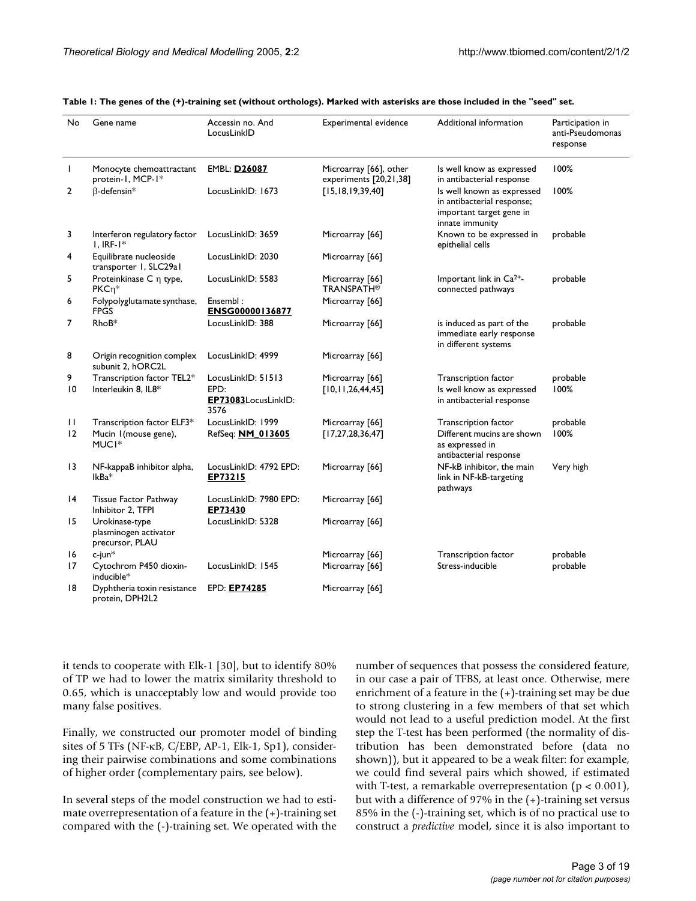**Table 1: The genes of the (+)-training set (without orthologs). Marked with asterisks are those included in the "seed" set.**

| No | Gene name | Accessin no. And LocusLinkID | Experimental evidence | Additional information | Participation in anti-Pseudomonas response |
|---|---|---|---|---|---|
| 1 | Monocyte chemoattractant protein-1, MCP-1* | EMBL: **D26087** | Microarray [66], other experiments [20,21,38] | Is well know as expressed in antibacterial response | 100% |
| 2 | β-defensin* | LocusLinkID: 1673 | [15,18,19,39,40] | Is well known as expressed in antibacterial response; important target gene in innate immunity | 100% |
| 3 | Interferon regulatory factor 1, IRF-1* | LocusLinkID: 3659 | Microarray [66] | Known to be expressed in epithelial cells | probable |
| 4 | Equilibrate nucleoside transporter 1, SLC29a1 | LocusLinkID: 2030 | Microarray [66] | | |
| 5 | Proteinkinase C η type, PKCη* | LocusLinkID: 5583 | Microarray [66] TRANSPATH® | Important link in $Ca^{2+}$-connected pathways | probable |
| 6 | Folypolyglutamate synthase, FPGS | Ensembl : **ENSG00000136877** | Microarray [66] | | |
| 7 | RhoB* | LocusLinkID: 388 | Microarray [66] | is induced as part of the immediate early response in different systems | probable |
| 8 | Origin recognition complex subunit 2, hORC2L | LocusLinkID: 4999 | Microarray [66] | | |
| 9 | Transcription factor TEL2* | LocusLinkID: 51513 | Microarray [66] | Transcription factor | probable |
| 10 | Interleukin 8, IL8* | EPD: **EP73083**LocusLinkID: 3576 | [10,11,26,44,45] | Is well know as expressed in antibacterial response | 100% |
| 11 | Transcription factor ELF3* | LocusLinkID: 1999 | Microarray [66] | Transcription factor | probable |
| 12 | Mucin 1(mouse gene), MUC1* | RefSeq: **NM_013605** | [17,27,28,36,47] | Different mucins are shown as expressed in antibacterial response | 100% |
| 13 | NF-kappaB inhibitor alpha, IkBa* | LocusLinkID: 4792 EPD: **EP73215** | Microarray [66] | NF-kB inhibitor, the main link in NF-kB-targeting pathways | Very high |
| 14 | Tissue Factor Pathway Inhibitor 2, TFPI | LocusLinkID: 7980 EPD: **EP73430** | Microarray [66] | | |
| 15 | Urokinase-type plasminogen activator precursor, PLAU | LocusLinkID: 5328 | Microarray [66] | | |
| 16 | c-jun* | | Microarray [66] | Transcription factor | probable |
| 17 | Cytochrom P450 dioxin-inducible* | LocusLinkID: 1545 | Microarray [66] | Stress-inducible | probable |
| 18 | Dyphtheria toxin resistance protein, DPH2L2 | EPD: **EP74285** | Microarray [66] | | |

it tends to cooperate with Elk-1 [30], but to identify 80% of TP we had to lower the matrix similarity threshold to 0.65, which is unacceptably low and would provide too many false positives.

Finally, we constructed our promoter model of binding sites of 5 TFs (NF-κB, C/EBP, AP-1, Elk-1, Sp1), considering their pairwise combinations and some combinations of higher order (complementary pairs, see below).

In several steps of the model construction we had to estimate overrepresentation of a feature in the (+)-training set compared with the (-)-training set. We operated with the number of sequences that possess the considered feature, in our case a pair of TFBS, at least once. Otherwise, mere enrichment of a feature in the (+)-training set may be due to strong clustering in a few members of that set which would not lead to a useful prediction model. At the first step the T-test has been performed (the normality of distribution has been demonstrated before (data no shown)), but it appeared to be a weak filter: for example, we could find several pairs which showed, if estimated with T-test, a remarkable overrepresentation ($p < 0.001$), but with a difference of 97% in the (+)-training set versus 85% in the (-)-training set, which is of no practical use to construct a *predictive* model, since it is also important to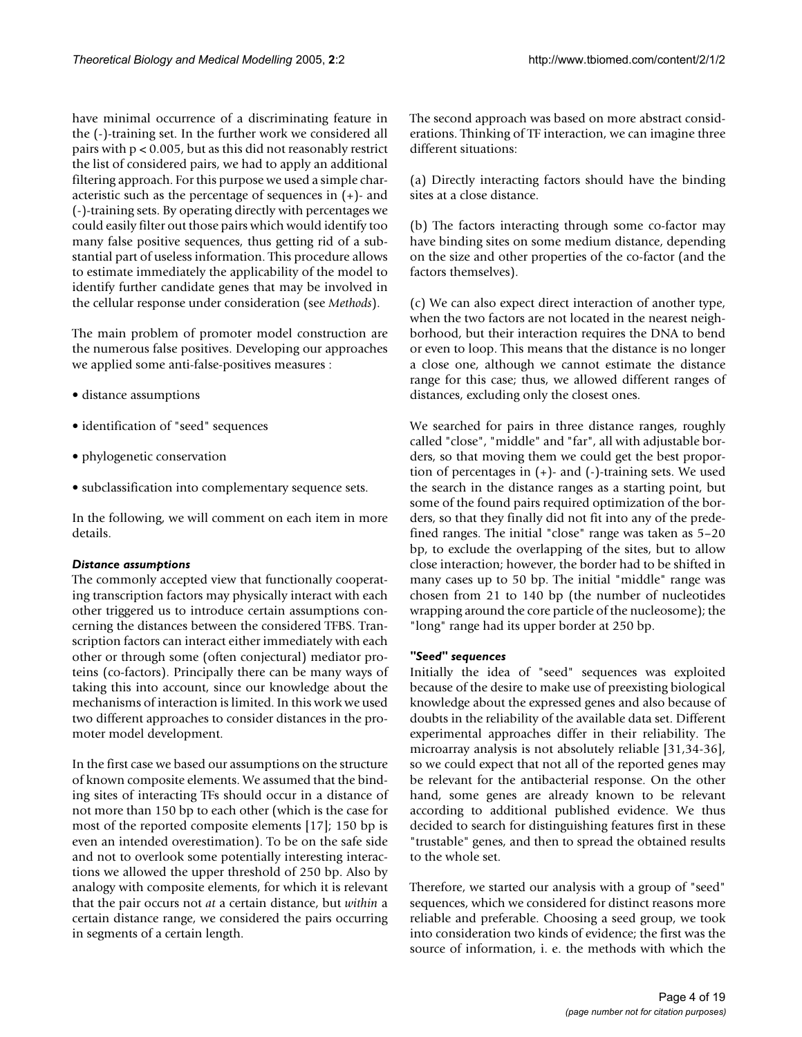have minimal occurrence of a discriminating feature in the (-)-training set. In the further work we considered all pairs with $p < 0.005$, but as this did not reasonably restrict the list of considered pairs, we had to apply an additional filtering approach. For this purpose we used a simple characteristic such as the percentage of sequences in (+)- and (-)-training sets. By operating directly with percentages we could easily filter out those pairs which would identify too many false positive sequences, thus getting rid of a substantial part of useless information. This procedure allows to estimate immediately the applicability of the model to identify further candidate genes that may be involved in the cellular response under consideration (see *Methods*).

The main problem of promoter model construction are the numerous false positives. Developing our approaches we applied some anti-false-positives measures :

- distance assumptions
- identification of "seed" sequences
- phylogenetic conservation
- subclassification into complementary sequence sets.

In the following, we will comment on each item in more details.

### *Distance assumptions*

The commonly accepted view that functionally cooperating transcription factors may physically interact with each other triggered us to introduce certain assumptions concerning the distances between the considered TFBS. Transcription factors can interact either immediately with each other or through some (often conjectural) mediator proteins (co-factors). Principally there can be many ways of taking this into account, since our knowledge about the mechanisms of interaction is limited. In this work we used two different approaches to consider distances in the promoter model development.

In the first case we based our assumptions on the structure of known composite elements. We assumed that the binding sites of interacting TFs should occur in a distance of not more than 150 bp to each other (which is the case for most of the reported composite elements [17]; 150 bp is even an intended overestimation). To be on the safe side and not to overlook some potentially interesting interactions we allowed the upper threshold of 250 bp. Also by analogy with composite elements, for which it is relevant that the pair occurs not *at* a certain distance, but *within* a certain distance range, we considered the pairs occurring in segments of a certain length.

The second approach was based on more abstract considerations. Thinking of TF interaction, we can imagine three different situations:

(a) Directly interacting factors should have the binding sites at a close distance.

(b) The factors interacting through some co-factor may have binding sites on some medium distance, depending on the size and other properties of the co-factor (and the factors themselves).

(c) We can also expect direct interaction of another type, when the two factors are not located in the nearest neighborhood, but their interaction requires the DNA to bend or even to loop. This means that the distance is no longer a close one, although we cannot estimate the distance range for this case; thus, we allowed different ranges of distances, excluding only the closest ones.

We searched for pairs in three distance ranges, roughly called "close", "middle" and "far", all with adjustable borders, so that moving them we could get the best proportion of percentages in (+)- and (-)-training sets. We used the search in the distance ranges as a starting point, but some of the found pairs required optimization of the borders, so that they finally did not fit into any of the predefined ranges. The initial "close" range was taken as 5–20 bp, to exclude the overlapping of the sites, but to allow close interaction; however, the border had to be shifted in many cases up to 50 bp. The initial "middle" range was chosen from 21 to 140 bp (the number of nucleotides wrapping around the core particle of the nucleosome); the "long" range had its upper border at 250 bp.

### *"Seed" sequences*

Initially the idea of "seed" sequences was exploited because of the desire to make use of preexisting biological knowledge about the expressed genes and also because of doubts in the reliability of the available data set. Different experimental approaches differ in their reliability. The microarray analysis is not absolutely reliable [31,34-36], so we could expect that not all of the reported genes may be relevant for the antibacterial response. On the other hand, some genes are already known to be relevant according to additional published evidence. We thus decided to search for distinguishing features first in these "trustable" genes, and then to spread the obtained results to the whole set.

Therefore, we started our analysis with a group of "seed" sequences, which we considered for distinct reasons more reliable and preferable. Choosing a seed group, we took into consideration two kinds of evidence; the first was the source of information, i. e. the methods with which the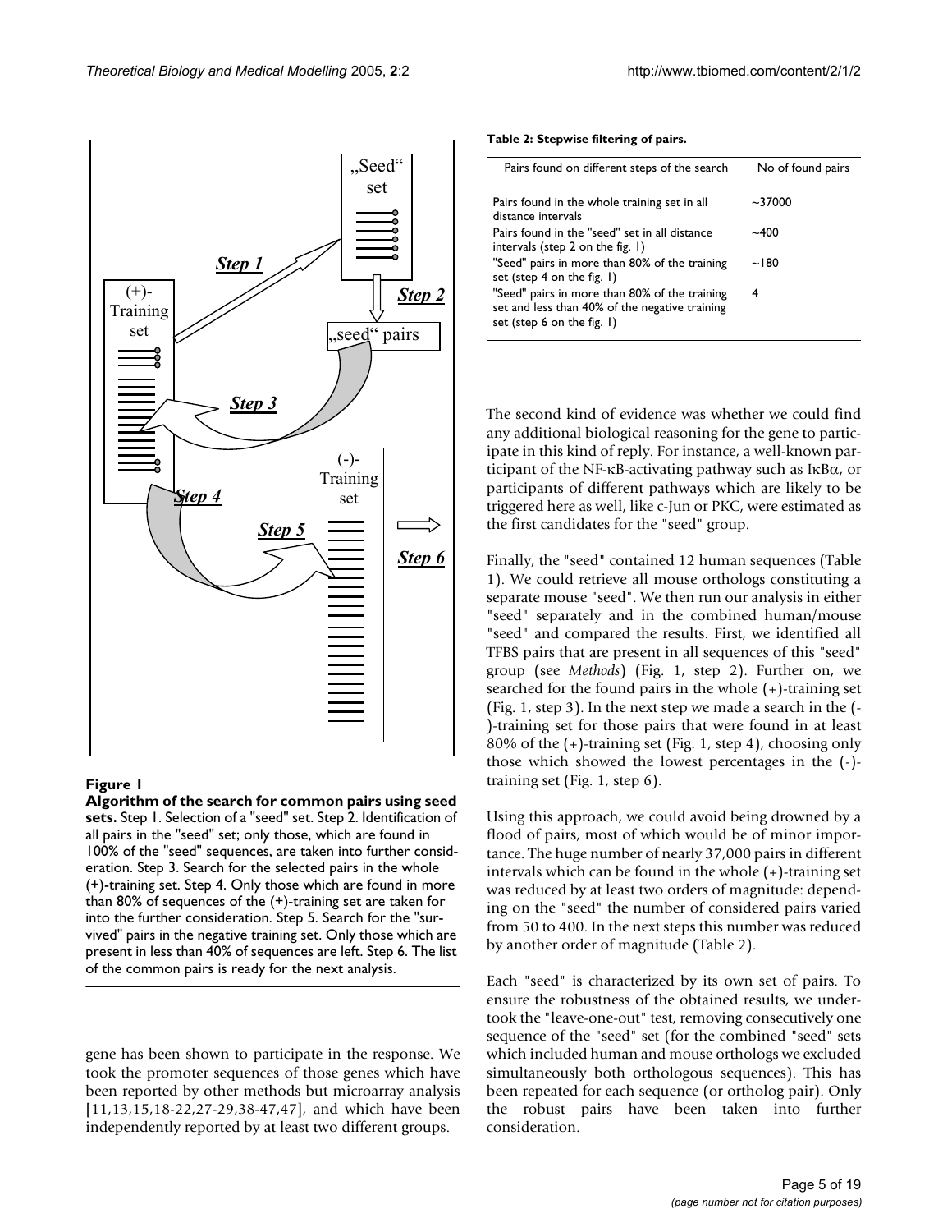**Figure 1**

**Algorithm of the search for common pairs using seed sets.** Step 1. Selection of a "seed" set. Step 2. Identification of all pairs in the "seed" set; only those, which are found in 100% of the "seed" sequences, are taken into further consideration. Step 3. Search for the selected pairs in the whole (+)-training set. Step 4. Only those which are found in more than 80% of sequences of the (+)-training set are taken for into the further consideration. Step 5. Search for the "survived" pairs in the negative training set. Only those which are present in less than 40% of sequences are left. Step 6. The list of the common pairs is ready for the next analysis.

gene has been shown to participate in the response. We took the promoter sequences of those genes which have been reported by other methods but microarray analysis [11,13,15,18-22,27-29,38-47,47], and which have been independently reported by at least two different groups.

**Table 2: Stepwise filtering of pairs.**

| Pairs found on different steps of the search | No of found pairs |
| --- | --- |
| Pairs found in the whole training set in all distance intervals | ~37000 |
| Pairs found in the "seed" set in all distance intervals (step 2 on the fig. 1) | ~400 |
| "Seed" pairs in more than 80% of the training set (step 4 on the fig. 1) | ~180 |
| "Seed" pairs in more than 80% of the training set and less than 40% of the negative training set (step 6 on the fig. 1) | 4 |

The second kind of evidence was whether we could find any additional biological reasoning for the gene to participate in this kind of reply. For instance, a well-known participant of the NF-κB-activating pathway such as IκBα, or participants of different pathways which are likely to be triggered here as well, like c-Jun or PKC, were estimated as the first candidates for the "seed" group.

Finally, the "seed" contained 12 human sequences (Table 1). We could retrieve all mouse orthologs constituting a separate mouse "seed". We then run our analysis in either "seed" separately and in the combined human/mouse "seed" and compared the results. First, we identified all TFBS pairs that are present in all sequences of this "seed" group (see *Methods*) (Fig. 1, step 2). Further on, we searched for the found pairs in the whole (+)-training set (Fig. 1, step 3). In the next step we made a search in the (-)-training set for those pairs that were found in at least 80% of the (+)-training set (Fig. 1, step 4), choosing only those which showed the lowest percentages in the (-)-training set (Fig. 1, step 6).

Using this approach, we could avoid being drowned by a flood of pairs, most of which would be of minor importance. The huge number of nearly 37,000 pairs in different intervals which can be found in the whole (+)-training set was reduced by at least two orders of magnitude: depending on the "seed" the number of considered pairs varied from 50 to 400. In the next steps this number was reduced by another order of magnitude (Table 2).

Each "seed" is characterized by its own set of pairs. To ensure the robustness of the obtained results, we undertook the "leave-one-out" test, removing consecutively one sequence of the "seed" set (for the combined "seed" sets which included human and mouse orthologs we excluded simultaneously both orthologous sequences). This has been repeated for each sequence (or ortholog pair). Only the robust pairs have been taken into further consideration.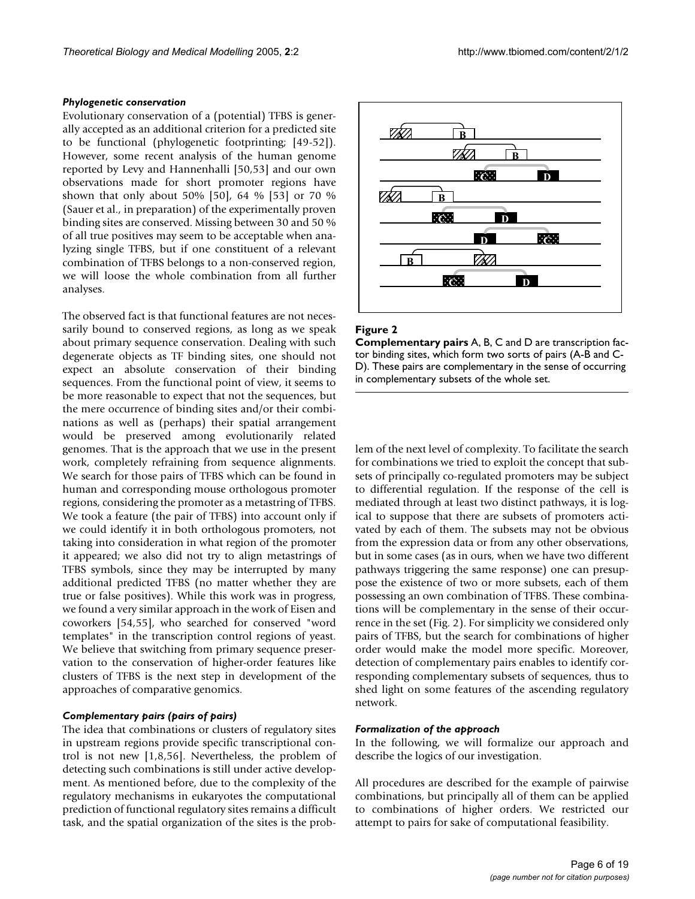### *Phylogenetic conservation*

Evolutionary conservation of a (potential) TFBS is generally accepted as an additional criterion for a predicted site to be functional (phylogenetic footprinting; [49-52]). However, some recent analysis of the human genome reported by Levy and Hannenhalli [50,53] and our own observations made for short promoter regions have shown that only about 50% [50], 64 % [53] or 70 % (Sauer et al., in preparation) of the experimentally proven binding sites are conserved. Missing between 30 and 50 % of all true positives may seem to be acceptable when analyzing single TFBS, but if one constituent of a relevant combination of TFBS belongs to a non-conserved region, we will loose the whole combination from all further analyses.

The observed fact is that functional features are not necessarily bound to conserved regions, as long as we speak about primary sequence conservation. Dealing with such degenerate objects as TF binding sites, one should not expect an absolute conservation of their binding sequences. From the functional point of view, it seems to be more reasonable to expect that not the sequences, but the mere occurrence of binding sites and/or their combinations as well as (perhaps) their spatial arrangement would be preserved among evolutionarily related genomes. That is the approach that we use in the present work, completely refraining from sequence alignments. We search for those pairs of TFBS which can be found in human and corresponding mouse orthologous promoter regions, considering the promoter as a metastring of TFBS. We took a feature (the pair of TFBS) into account only if we could identify it in both orthologous promoters, not taking into consideration in what region of the promoter it appeared; we also did not try to align metastrings of TFBS symbols, since they may be interrupted by many additional predicted TFBS (no matter whether they are true or false positives). While this work was in progress, we found a very similar approach in the work of Eisen and coworkers [54,55], who searched for conserved "word templates" in the transcription control regions of yeast. We believe that switching from primary sequence preservation to the conservation of higher-order features like clusters of TFBS is the next step in development of the approaches of comparative genomics.

### *Complementary pairs (pairs of pairs)*

The idea that combinations or clusters of regulatory sites in upstream regions provide specific transcriptional control is not new [1,8,56]. Nevertheless, the problem of detecting such combinations is still under active development. As mentioned before, due to the complexity of the regulatory mechanisms in eukaryotes the computational prediction of functional regulatory sites remains a difficult task, and the spatial organization of the sites is the problem of the next level of complexity. To facilitate the search for combinations we tried to exploit the concept that subsets of principally co-regulated promoters may be subject to differential regulation. If the response of the cell is mediated through at least two distinct pathways, it is logical to suppose that there are subsets of promoters activated by each of them. The subsets may not be obvious from the expression data or from any other observations, but in some cases (as in ours, when we have two different pathways triggering the same response) one can presuppose the existence of two or more subsets, each of them possessing an own combination of TFBS. These combinations will be complementary in the sense of their occurrence in the set (Fig. 2). For simplicity we considered only pairs of TFBS, but the search for combinations of higher order would make the model more specific. Moreover, detection of complementary pairs enables to identify corresponding complementary subsets of sequences, thus to shed light on some features of the ascending regulatory network.

**Figure 2**

**Complementary pairs** A, B, C and D are transcription factor binding sites, which form two sorts of pairs (A-B and C-D). These pairs are complementary in the sense of occurring in complementary subsets of the whole set.

### *Formalization of the approach*

In the following, we will formalize our approach and describe the logics of our investigation.

All procedures are described for the example of pairwise combinations, but principally all of them can be applied to combinations of higher orders. We restricted our attempt to pairs for sake of computational feasibility.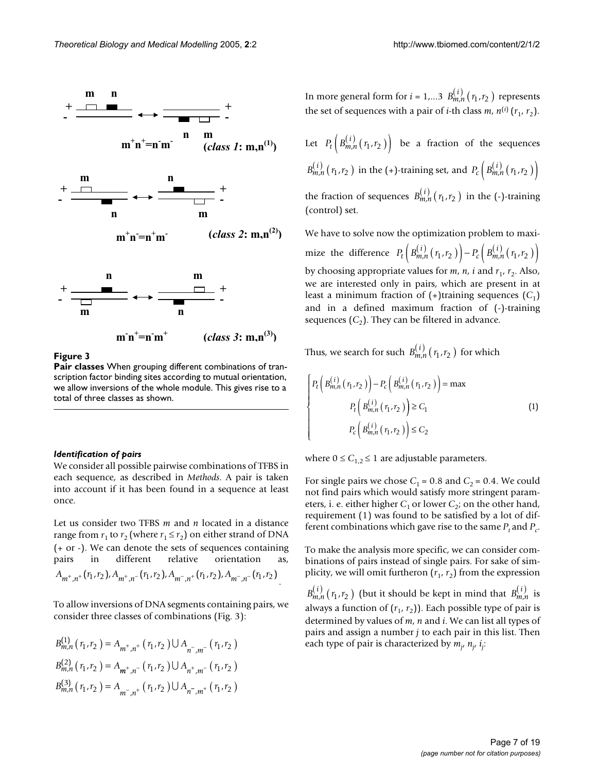**Figure 3**

**Pair classes** When grouping different combinations of transcription factor binding sites according to mutual orientation, we allow inversions of the whole module. This gives rise to a total of three classes as shown.

### *Identification of pairs*

We consider all possible pairwise combinations of TFBS in each sequence, as described in *Methods*. A pair is taken into account if it has been found in a sequence at least once.

Let us consider two TFBS $m$ and $n$ located in a distance range from $r_1$ to $r_2$ (where $r_1 \le r_2$) on either strand of DNA (+ or -). We can denote the sets of sequences containing pairs in different relative orientation as, $A_{m^+,n^+}(r_1,r_2), A_{m^+,n^-}(r_1,r_2), A_{m^-,n^+}(r_1,r_2), A_{m^-,n^-}(r_1,r_2)$.

To allow inversions of DNA segments containing pairs, we consider three classes of combinations (Fig. 3):

$$B^{(1)}_{m,n}(r_1,r_2) = A_{m^+,n^+}(r_1,r_2) \cup A_{n^-,m^-}(r_1,r_2)$$

$$B^{(2)}_{m,n}(r_1,r_2) = A_{m^+,n^-}(r_1,r_2) \cup A_{n^+,m^-}(r_1,r_2)$$

$$B^{(3)}_{m,n}(r_1,r_2) = A_{m^-,n^+}(r_1,r_2) \cup A_{n^-,m^+}(r_1,r_2)$$

In more general form for $i = 1,...3$ $B^{(i)}_{m,n}(r_1,r_2)$ represents the set of sequences with a pair of $i$-th class $m, n^{(i)}(r_1, r_2)$.

Let $P_t\left(B^{(i)}_{m,n}(r_1,r_2)\right)$ be a fraction of the sequences $B^{(i)}_{m,n}(r_1,r_2)$ in the (+)-training set, and $P_c\left(B^{(i)}_{m,n}(r_1,r_2)\right)$ the fraction of sequences $B^{(i)}_{m,n}(r_1,r_2)$ in the (-)-training (control) set.

We have to solve now the optimization problem to maximize the difference $P_t\left(B^{(i)}_{m,n}(r_1,r_2)\right) - P_c\left(B^{(i)}_{m,n}(r_1,r_2)\right)$ by choosing appropriate values for $m$, $n$, $i$ and $r_1$, $r_2$. Also, we are interested only in pairs, which are present in at least a minimum fraction of (+)training sequences ($C_1$) and in a defined maximum fraction of (-)-training sequences ($C_2$). They can be filtered in advance.

Thus, we search for such $B^{(i)}_{m,n}(r_1,r_2)$ for which

$$\begin{cases} P_t\left(B^{(i)}_{m,n}(r_1,r_2)\right) - P_c\left(B^{(i)}_{m,n}(r_1,r_2)\right) = \max \\ P_t\left(B^{(i)}_{m,n}(r_1,r_2)\right) \ge C_1 \\ P_c\left(B^{(i)}_{m,n}(r_1,r_2)\right) \le C_2 \end{cases} \quad (1)$$

where $0 \le C_{1,2} \le 1$ are adjustable parameters.

For single pairs we chose $C_1 = 0.8$ and $C_2 = 0.4$. We could not find pairs which would satisfy more stringent parameters, i. e. either higher $C_1$ or lower $C_2$; on the other hand, requirement (1) was found to be satisfied by a lot of different combinations which gave rise to the same $P_t$ and $P_c$.

To make the analysis more specific, we can consider combinations of pairs instead of single pairs. For sake of simplicity, we will omit furtheron $(r_1, r_2)$ from the expression $B^{(i)}_{m,n}(r_1,r_2)$ (but it should be kept in mind that $B^{(i)}_{m,n}$ is always a function of $(r_1, r_2)$). Each possible type of pair is determined by values of $m$, $n$ and $i$. We can list all types of pairs and assign a number $j$ to each pair in this list. Then each type of pair is characterized by $m_j$, $n_j$, $i_j$: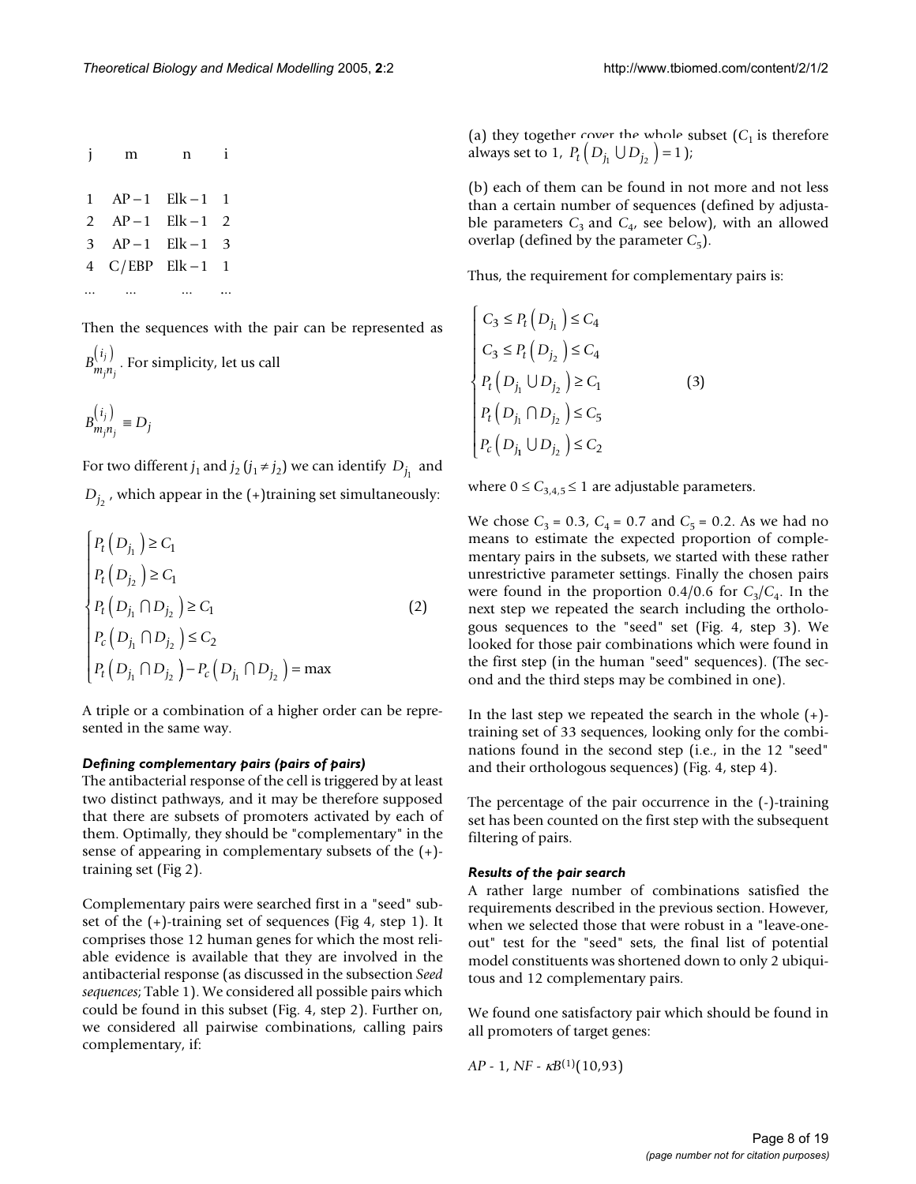| j | m | n | i |
|---|---|---|---|
| 1 | AP − 1 | Elk − 1 | 1 |
| 2 | AP − 1 | Elk − 1 | 2 |
| 3 | AP − 1 | Elk − 1 | 3 |
| 4 | C/EBP | Elk − 1 | 1 |
| ... | ... | ... | ... |

Then the sequences with the pair can be represented as $B_{m_j n_j}^{(i_j)}$. For simplicity, let us call

$$B_{m_j n_j}^{(i_j)} \equiv D_j$$

For two different $j_1$ and $j_2$ ($j_1 \neq j_2$) we can identify $D_{j_1}$ and $D_{j_2}$, which appear in the (+)training set simultaneously:

$$\begin{cases} P_t\left(D_{j_1}\right) \geq C_1 \\ P_t\left(D_{j_2}\right) \geq C_1 \\ P_t\left(D_{j_1} \cap D_{j_2}\right) \geq C_1 \\ P_c\left(D_{j_1} \cap D_{j_2}\right) \leq C_2 \\ P_t\left(D_{j_1} \cap D_{j_2}\right) - P_c\left(D_{j_1} \cap D_{j_2}\right) = \max \end{cases} \quad (2)$$

A triple or a combination of a higher order can be represented in the same way.

#### *Defining complementary pairs (pairs of pairs)*

The antibacterial response of the cell is triggered by at least two distinct pathways, and it may be therefore supposed that there are subsets of promoters activated by each of them. Optimally, they should be "complementary" in the sense of appearing in complementary subsets of the (+)-training set (Fig 2).

Complementary pairs were searched first in a "seed" subset of the (+)-training set of sequences (Fig 4, step 1). It comprises those 12 human genes for which the most reliable evidence is available that they are involved in the antibacterial response (as discussed in the subsection *Seed sequences*; Table 1). We considered all possible pairs which could be found in this subset (Fig. 4, step 2). Further on, we considered all pairwise combinations, calling pairs complementary, if:

(a) they together cover the whole subset ($C_1$ is therefore always set to 1, $P_t\left(D_{j_1} \cup D_{j_2}\right) = 1$);

(b) each of them can be found in not more and not less than a certain number of sequences (defined by adjustable parameters $C_3$ and $C_4$, see below), with an allowed overlap (defined by the parameter $C_5$).

Thus, the requirement for complementary pairs is:

$$\begin{cases} C_3 \leq P_t\left(D_{j_1}\right) \leq C_4 \\ C_3 \leq P_t\left(D_{j_2}\right) \leq C_4 \\ P_t\left(D_{j_1} \cup D_{j_2}\right) \geq C_1 \\ P_t\left(D_{j_1} \cap D_{j_2}\right) \leq C_5 \\ P_c\left(D_{j_1} \cup D_{j_2}\right) \leq C_2 \end{cases} \quad (3)$$

where $0 \leq C_{3,4,5} \leq 1$ are adjustable parameters.

We chose $C_3 = 0.3$, $C_4 = 0.7$ and $C_5 = 0.2$. As we had no means to estimate the expected proportion of complementary pairs in the subsets, we started with these rather unrestrictive parameter settings. Finally the chosen pairs were found in the proportion 0.4/0.6 for $C_3/C_4$. In the next step we repeated the search including the orthologous sequences to the "seed" set (Fig. 4, step 3). We looked for those pair combinations which were found in the first step (in the human "seed" sequences). (The second and the third steps may be combined in one).

In the last step we repeated the search in the whole (+)-training set of 33 sequences, looking only for the combinations found in the second step (i.e., in the 12 "seed" and their orthologous sequences) (Fig. 4, step 4).

The percentage of the pair occurrence in the (-)-training set has been counted on the first step with the subsequent filtering of pairs.

#### *Results of the pair search*

A rather large number of combinations satisfied the requirements described in the previous section. However, when we selected those that were robust in a "leave-one-out" test for the "seed" sets, the final list of potential model constituents was shortened down to only 2 ubiquitous and 12 complementary pairs.

We found one satisfactory pair which should be found in all promoters of target genes:

$AP$ - 1, $NF$ - $\kappa B^{(1)}(10{,}93)$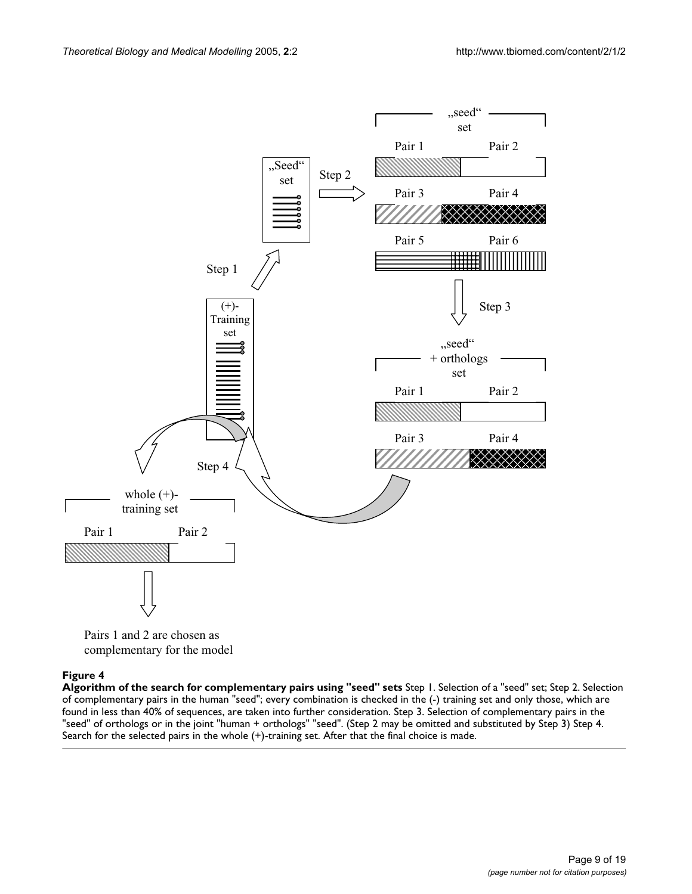**Figure 4**

**Algorithm of the search for complementary pairs using "seed" sets** Step 1. Selection of a "seed" set; Step 2. Selection of complementary pairs in the human "seed"; every combination is checked in the (-) training set and only those, which are found in less than 40% of sequences, are taken into further consideration. Step 3. Selection of complementary pairs in the "seed" of orthologs or in the joint "human + orthologs" "seed". (Step 2 may be omitted and substituted by Step 3) Step 4. Search for the selected pairs in the whole (+)-training set. After that the final choice is made.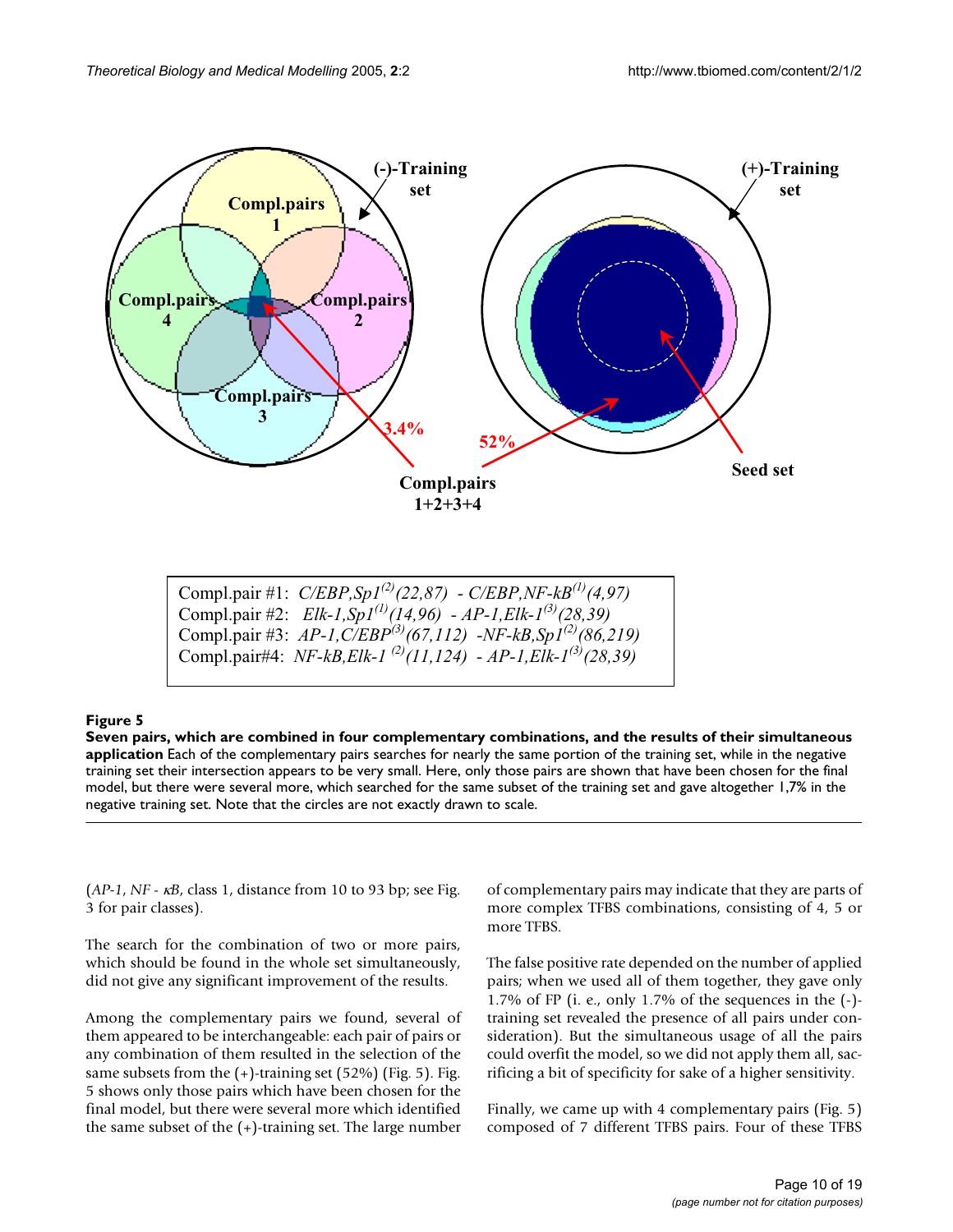Compl.pair #1: *C/EBP,Sp1[(2)](22,87) - C/EBP,NF-kB[(1)](4,97)*
Compl.pair #2: *Elk-1,Sp1[(1)](14,96) - AP-1,Elk-1[(3)](28,39)*
Compl.pair #3: *AP-1,C/EBP[(3)](67,112) -NF-kB,Sp1[(2)](86,219)*
Compl.pair#4: *NF-kB,Elk-1 [(2)](11,124) - AP-1,Elk-1[(3)](28,39)*

**Figure 5**

**Seven pairs, which are combined in four complementary combinations, and the results of their simultaneous application** Each of the complementary pairs searches for nearly the same portion of the training set, while in the negative training set their intersection appears to be very small. Here, only those pairs are shown that have been chosen for the final model, but there were several more, which searched for the same subset of the training set and gave altogether 1,7% in the negative training set. Note that the circles are not exactly drawn to scale.

(*AP-1*, *NF - κB*, class 1, distance from 10 to 93 bp; see Fig. 3 for pair classes).

The search for the combination of two or more pairs, which should be found in the whole set simultaneously, did not give any significant improvement of the results.

Among the complementary pairs we found, several of them appeared to be interchangeable: each pair of pairs or any combination of them resulted in the selection of the same subsets from the (+)-training set (52%) (Fig. 5). Fig. 5 shows only those pairs which have been chosen for the final model, but there were several more which identified the same subset of the (+)-training set. The large number of complementary pairs may indicate that they are parts of more complex TFBS combinations, consisting of 4, 5 or more TFBS.

The false positive rate depended on the number of applied pairs; when we used all of them together, they gave only 1.7% of FP (i. e., only 1.7% of the sequences in the (-)-training set revealed the presence of all pairs under consideration). But the simultaneous usage of all the pairs could overfit the model, so we did not apply them all, sacrificing a bit of specificity for sake of a higher sensitivity.

Finally, we came up with 4 complementary pairs (Fig. 5) composed of 7 different TFBS pairs. Four of these TFBS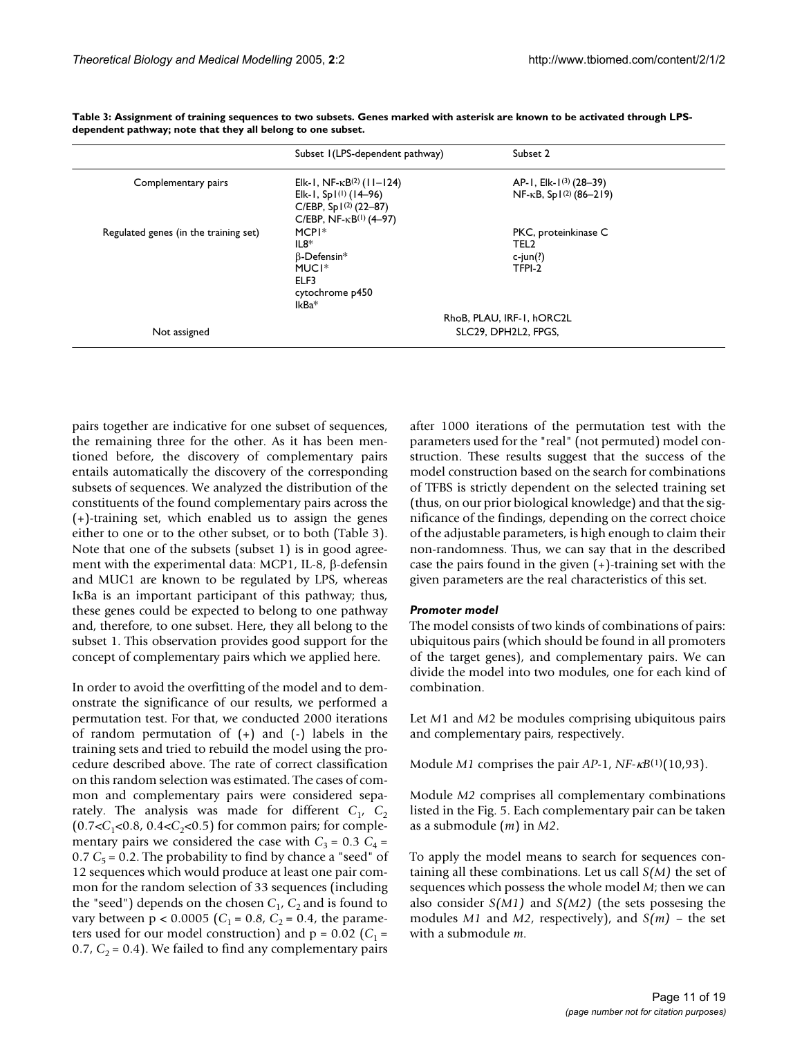**Table 3: Assignment of training sequences to two subsets. Genes marked with asterisk are known to be activated through LPS-dependent pathway; note that they all belong to one subset.**

| | Subset 1(LPS-dependent pathway) | Subset 2 |
| --- | --- | --- |
| Complementary pairs | Elk-1, NF-κB(2) (11–124)<br>Elk-1, Sp1(1) (14–96)<br>C/EBP, Sp1(2) (22–87)<br>C/EBP, NF-κB(1) (4–97) | AP-1, Elk-1(3) (28–39)<br>NF-κB, Sp1(2) (86–219) |
| Regulated genes (in the training set) | MCP1*<br>IL8*<br>β-Defensin*<br>MUC1*<br>ELF3<br>cytochrome p450<br>IkBa* | PKC, proteinkinase C<br>TEL2<br>c-jun(?)<br>TFPI-2 |
| Not assigned | RhoB, PLAU, IRF-1, hORC2L<br>SLC29, DPH2L2, FPGS, | |

pairs together are indicative for one subset of sequences, the remaining three for the other. As it has been mentioned before, the discovery of complementary pairs entails automatically the discovery of the corresponding subsets of sequences. We analyzed the distribution of the constituents of the found complementary pairs across the (+)-training set, which enabled us to assign the genes either to one or to the other subset, or to both (Table 3). Note that one of the subsets (subset 1) is in good agreement with the experimental data: MCP1, IL-8, β-defensin and MUC1 are known to be regulated by LPS, whereas IκBa is an important participant of this pathway; thus, these genes could be expected to belong to one pathway and, therefore, to one subset. Here, they all belong to the subset 1. This observation provides good support for the concept of complementary pairs which we applied here.

In order to avoid the overfitting of the model and to demonstrate the significance of our results, we performed a permutation test. For that, we conducted 2000 iterations of random permutation of (+) and (-) labels in the training sets and tried to rebuild the model using the procedure described above. The rate of correct classification on this random selection was estimated. The cases of common and complementary pairs were considered separately. The analysis was made for different $C_1$, $C_2$ ($0.7<C_1<0.8$, $0.4<C_2<0.5$) for common pairs; for complementary pairs we considered the case with $C_3 = 0.3$ $C_4 = 0.7$ $C_5 = 0.2$. The probability to find by chance a "seed" of 12 sequences which would produce at least one pair common for the random selection of 33 sequences (including the "seed") depends on the chosen $C_1$, $C_2$ and is found to vary between $p < 0.0005$ ($C_1 = 0.8$, $C_2 = 0.4$, the parameters used for our model construction) and $p = 0.02$ ($C_1 = 0.7$, $C_2 = 0.4$). We failed to find any complementary pairs after 1000 iterations of the permutation test with the parameters used for the "real" (not permuted) model construction. These results suggest that the success of the model construction based on the search for combinations of TFBS is strictly dependent on the selected training set (thus, on our prior biological knowledge) and that the significance of the findings, depending on the correct choice of the adjustable parameters, is high enough to claim their non-randomness. Thus, we can say that in the described case the pairs found in the given (+)-training set with the given parameters are the real characteristics of this set.

### *Promoter model*

The model consists of two kinds of combinations of pairs: ubiquitous pairs (which should be found in all promoters of the target genes), and complementary pairs. We can divide the model into two modules, one for each kind of combination.

Let *M*1 and *M*2 be modules comprising ubiquitous pairs and complementary pairs, respectively.

Module *M1* comprises the pair *AP*-1, *NF-κB*(1)(10,93).

Module *M2* comprises all complementary combinations listed in the Fig. 5. Each complementary pair can be taken as a submodule (*m*) in *M2*.

To apply the model means to search for sequences containing all these combinations. Let us call *S(M)* the set of sequences which possess the whole model *M*; then we can also consider *S(M1)* and *S(M2)* (the sets possesing the modules *M1* and *M2*, respectively), and *S(m)* – the set with a submodule *m*.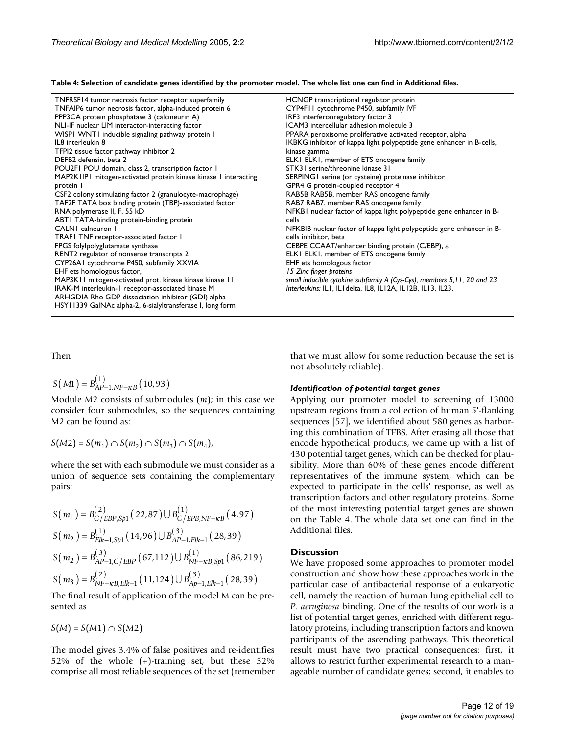**Table 4: Selection of candidate genes identified by the promoter model. The whole list one can find in Additional files.**

| | |
|---|---|
| TNFRSF14 tumor necrosis factor receptor superfamily | HCNGP transcriptional regulator protein |
| TNFAIP6 tumor necrosis factor, alpha-induced protein 6 | CYP4F11 cytochrome P450, subfamily IVF |
| PPP3CA protein phosphatase 3 (calcineurin A) | IRF3 interferonregulatory factor 3 |
| NLI-IF nuclear LIM interactor-interacting factor | ICAM3 intercellular adhesion molecule 3 |
| WISP1 WNT1 inducible signaling pathway protein 1 | PPARA peroxisome proliferative activated receptor, alpha |
| IL8 interleukin 8 | IKBKG inhibitor of kappa light polypeptide gene enhancer in B-cells, kinase gamma |
| TFPI2 tissue factor pathway inhibitor 2 | ELK1 ELK1, member of ETS oncogene family |
| DEFB2 defensin, beta 2 | STK31 serine/threonine kinase 31 |
| POU2F1 POU domain, class 2, transcription factor 1 | SERPING1 serine (or cysteine) proteinase inhibitor |
| MAP2K1IP1 mitogen-activated protein kinase kinase 1 interacting protein 1 | GPR4 G protein-coupled receptor 4 |
| CSF2 colony stimulating factor 2 (granulocyte-macrophage) | RAB5B RAB5B, member RAS oncogene family |
| TAF2F TATA box binding protein (TBP)-associated factor RNA polymerase II, F, 55 kD | RAB7 RAB7, member RAS oncogene family |
| ABT1 TATA-binding protein-binding protein | NFKB1 nuclear factor of kappa light polypeptide gene enhancer in B-cells |
| CALN1 calneuron 1 | NFKBIB nuclear factor of kappa light polypeptide gene enhancer in B-cells inhibitor, beta |
| TRAF1 TNF receptor-associated factor 1 | CEBPE CCAAT/enhancer binding protein (C/EBP), ε |
| FPGS folylpolyglutamate synthase | ELK1 ELK1, member of ETS oncogene family |
| RENT2 regulator of nonsense transcripts 2 | EHF ets homologous factor |
| CYP26A1 cytochrome P450, subfamily XXVIA | *15 Zinc finger proteins* |
| EHF ets homologous factor, | *small inducible cytokine subfamily A (Cys-Cys), members 5,11, 20 and 23* |
| MAP3K11 mitogen-activated prot. kinase kinase kinase 11 | *Interleukins:* IL1, IL1delta, IL8, IL12A, IL12B, IL13, IL23, |
| IRAK-M interleukin-1 receptor-associated kinase M | |
| ARHGDIA Rho GDP dissociation inhibitor (GDI) alpha | |
| HSY11339 GalNAc alpha-2, 6-sialyltransferase I, long form | |

Then

$$S(M1) = B^{(1)}_{AP-1,NF-\kappa B}(10,93)$$

Module M2 consists of submodules ($m$); in this case we consider four submodules, so the sequences containing M2 can be found as:

$$S(M2) = S(m_1) \cap S(m_2) \cap S(m_3) \cap S(m_4),$$

where the set with each submodule we must consider as a union of sequence sets containing the complementary pairs:

$$S(m_1) = B^{(2)}_{C/EBP,Sp1}(22,87) \cup B^{(1)}_{C/EPB,NF-\kappa B}(4,97)$$

$$S(m_2) = B^{(1)}_{Elk-1,Sp1}(14,96) \cup B^{(3)}_{AP-1,Elk-1}(28,39)$$

$$S(m_2) = B^{(3)}_{AP-1,C/EBP}(67,112) \cup B^{(1)}_{NF-\kappa B,Sp1}(86,219)$$

$$S(m_3) = B^{(2)}_{NF-\kappa B,Elk-1}(11,124) \cup B^{(3)}_{Ap-1,Elk-1}(28,39)$$

The final result of application of the model M can be presented as

$$S(M) = S(M1) \cap S(M2)$$

The model gives 3.4% of false positives and re-identifies 52% of the whole (+)-training set, but these 52% comprise all most reliable sequences of the set (remember that we must allow for some reduction because the set is not absolutely reliable).

#### *Identification of potential target genes*

Applying our promoter model to screening of 13000 upstream regions from a collection of human 5'-flanking sequences [57], we identified about 580 genes as harboring this combination of TFBS. After erasing all those that encode hypothetical products, we came up with a list of 430 potential target genes, which can be checked for plausibility. More than 60% of these genes encode different representatives of the immune system, which can be expected to participate in the cells' response, as well as transcription factors and other regulatory proteins. Some of the most interesting potential target genes are shown on the Table 4. The whole data set one can find in the Additional files.

## Discussion

We have proposed some approaches to promoter model construction and show how these approaches work in the particular case of antibacterial response of a eukaryotic cell, namely the reaction of human lung epithelial cell to *P. aeruginosa* binding. One of the results of our work is a list of potential target genes, enriched with different regulatory proteins, including transcription factors and known participants of the ascending pathways. This theoretical result must have two practical consequences: first, it allows to restrict further experimental research to a manageable number of candidate genes; second, it enables to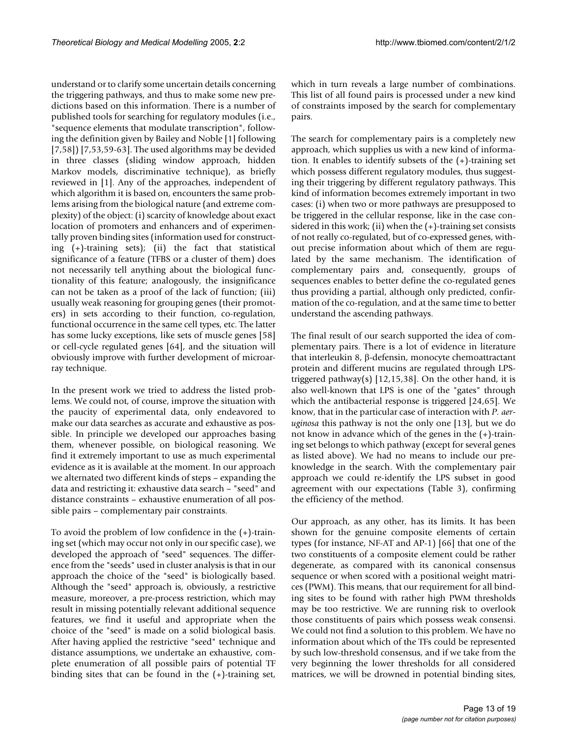understand or to clarify some uncertain details concerning the triggering pathways, and thus to make some new predictions based on this information. There is a number of published tools for searching for regulatory modules (i.e., "sequence elements that modulate transcription", following the definition given by Bailey and Noble [1] following [7,58]) [7,53,59-63]. The used algorithms may be devided in three classes (sliding window approach, hidden Markov models, discriminative technique), as briefly reviewed in [1]. Any of the approaches, independent of which algorithm it is based on, encounters the same problems arising from the biological nature (and extreme complexity) of the object: (i) scarcity of knowledge about exact location of promoters and enhancers and of experimentally proven binding sites (information used for constructing (+)-training sets); (ii) the fact that statistical significance of a feature (TFBS or a cluster of them) does not necessarily tell anything about the biological functionality of this feature; analogously, the insignificance can not be taken as a proof of the lack of function; (iii) usually weak reasoning for grouping genes (their promoters) in sets according to their function, co-regulation, functional occurrence in the same cell types, etc. The latter has some lucky exceptions, like sets of muscle genes [58] or cell-cycle regulated genes [64], and the situation will obviously improve with further development of microarray technique.

In the present work we tried to address the listed problems. We could not, of course, improve the situation with the paucity of experimental data, only endeavored to make our data searches as accurate and exhaustive as possible. In principle we developed our approaches basing them, whenever possible, on biological reasoning. We find it extremely important to use as much experimental evidence as it is available at the moment. In our approach we alternated two different kinds of steps – expanding the data and restricting it: exhaustive data search – "seed" and distance constraints – exhaustive enumeration of all possible pairs – complementary pair constraints.

To avoid the problem of low confidence in the (+)-training set (which may occur not only in our specific case), we developed the approach of "seed" sequences. The difference from the "seeds" used in cluster analysis is that in our approach the choice of the "seed" is biologically based. Although the "seed" approach is, obviously, a restrictive measure, moreover, a pre-process restriction, which may result in missing potentially relevant additional sequence features, we find it useful and appropriate when the choice of the "seed" is made on a solid biological basis. After having applied the restrictive "seed" technique and distance assumptions, we undertake an exhaustive, complete enumeration of all possible pairs of potential TF binding sites that can be found in the (+)-training set, which in turn reveals a large number of combinations. This list of all found pairs is processed under a new kind of constraints imposed by the search for complementary pairs.

The search for complementary pairs is a completely new approach, which supplies us with a new kind of information. It enables to identify subsets of the (+)-training set which possess different regulatory modules, thus suggesting their triggering by different regulatory pathways. This kind of information becomes extremely important in two cases: (i) when two or more pathways are presupposed to be triggered in the cellular response, like in the case considered in this work; (ii) when the (+)-training set consists of not really co-regulated, but of co-expressed genes, without precise information about which of them are regulated by the same mechanism. The identification of complementary pairs and, consequently, groups of sequences enables to better define the co-regulated genes thus providing a partial, although only predicted, confirmation of the co-regulation, and at the same time to better understand the ascending pathways.

The final result of our search supported the idea of complementary pairs. There is a lot of evidence in literature that interleukin 8, β-defensin, monocyte chemoattractant protein and different mucins are regulated through LPS-triggered pathway(s) [12,15,38]. On the other hand, it is also well-known that LPS is one of the "gates" through which the antibacterial response is triggered [24,65]. We know, that in the particular case of interaction with *P. aeruginosa* this pathway is not the only one [13], but we do not know in advance which of the genes in the (+)-training set belongs to which pathway (except for several genes as listed above). We had no means to include our preknowledge in the search. With the complementary pair approach we could re-identify the LPS subset in good agreement with our expectations (Table 3), confirming the efficiency of the method.

Our approach, as any other, has its limits. It has been shown for the genuine composite elements of certain types (for instance, NF-AT and AP-1) [66] that one of the two constituents of a composite element could be rather degenerate, as compared with its canonical consensus sequence or when scored with a positional weight matrices (PWM). This means, that our requirement for all binding sites to be found with rather high PWM thresholds may be too restrictive. We are running risk to overlook those constituents of pairs which possess weak consensi. We could not find a solution to this problem. We have no information about which of the TFs could be represented by such low-threshold consensus, and if we take from the very beginning the lower thresholds for all considered matrices, we will be drowned in potential binding sites,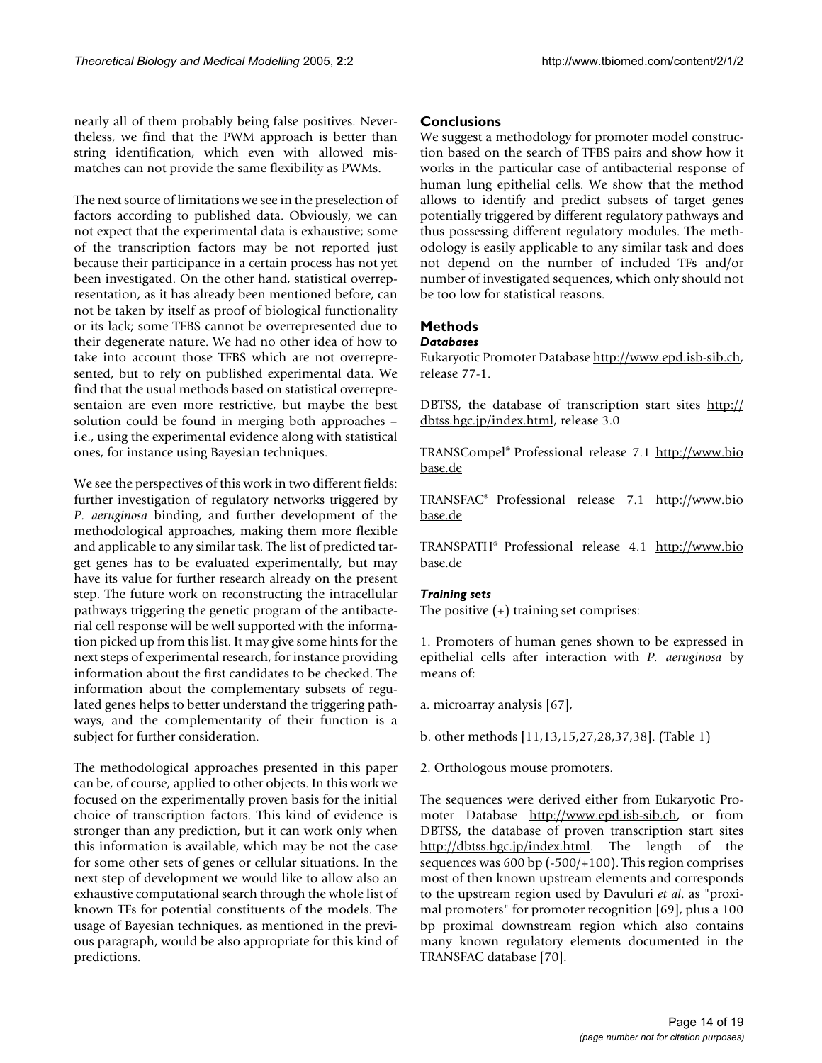nearly all of them probably being false positives. Nevertheless, we find that the PWM approach is better than string identification, which even with allowed mismatches can not provide the same flexibility as PWMs.

The next source of limitations we see in the preselection of factors according to published data. Obviously, we can not expect that the experimental data is exhaustive; some of the transcription factors may be not reported just because their participance in a certain process has not yet been investigated. On the other hand, statistical overrepresentation, as it has already been mentioned before, can not be taken by itself as proof of biological functionality or its lack; some TFBS cannot be overrepresented due to their degenerate nature. We had no other idea of how to take into account those TFBS which are not overrepresented, but to rely on published experimental data. We find that the usual methods based on statistical overrepresentaion are even more restrictive, but maybe the best solution could be found in merging both approaches – i.e., using the experimental evidence along with statistical ones, for instance using Bayesian techniques.

We see the perspectives of this work in two different fields: further investigation of regulatory networks triggered by *P. aeruginosa* binding, and further development of the methodological approaches, making them more flexible and applicable to any similar task. The list of predicted target genes has to be evaluated experimentally, but may have its value for further research already on the present step. The future work on reconstructing the intracellular pathways triggering the genetic program of the antibacterial cell response will be well supported with the information picked up from this list. It may give some hints for the next steps of experimental research, for instance providing information about the first candidates to be checked. The information about the complementary subsets of regulated genes helps to better understand the triggering pathways, and the complementarity of their function is a subject for further consideration.

The methodological approaches presented in this paper can be, of course, applied to other objects. In this work we focused on the experimentally proven basis for the initial choice of transcription factors. This kind of evidence is stronger than any prediction, but it can work only when this information is available, which may be not the case for some other sets of genes or cellular situations. In the next step of development we would like to allow also an exhaustive computational search through the whole list of known TFs for potential constituents of the models. The usage of Bayesian techniques, as mentioned in the previous paragraph, would be also appropriate for this kind of predictions.

## Conclusions

We suggest a methodology for promoter model construction based on the search of TFBS pairs and show how it works in the particular case of antibacterial response of human lung epithelial cells. We show that the method allows to identify and predict subsets of target genes potentially triggered by different regulatory pathways and thus possessing different regulatory modules. The methodology is easily applicable to any similar task and does not depend on the number of included TFs and/or number of investigated sequences, which only should not be too low for statistical reasons.

## Methods

### *Databases*

Eukaryotic Promoter Database http://www.epd.isb-sib.ch, release 77-1.

DBTSS, the database of transcription start sites http://dbtss.hgc.jp/index.html, release 3.0

TRANSCompel® Professional release 7.1 http://www.biobase.de

TRANSFAC® Professional release 7.1 http://www.biobase.de

TRANSPATH® Professional release 4.1 http://www.biobase.de

### *Training sets*

The positive (+) training set comprises:

1. Promoters of human genes shown to be expressed in epithelial cells after interaction with *P. aeruginosa* by means of:

a. microarray analysis [67],

b. other methods [11,13,15,27,28,37,38]. (Table 1)

2. Orthologous mouse promoters.

The sequences were derived either from Eukaryotic Promoter Database http://www.epd.isb-sib.ch, or from DBTSS, the database of proven transcription start sites http://dbtss.hgc.jp/index.html. The length of the sequences was 600 bp (-500/+100). This region comprises most of then known upstream elements and corresponds to the upstream region used by Davuluri *et al*. as "proximal promoters" for promoter recognition [69], plus a 100 bp proximal downstream region which also contains many known regulatory elements documented in the TRANSFAC database [70].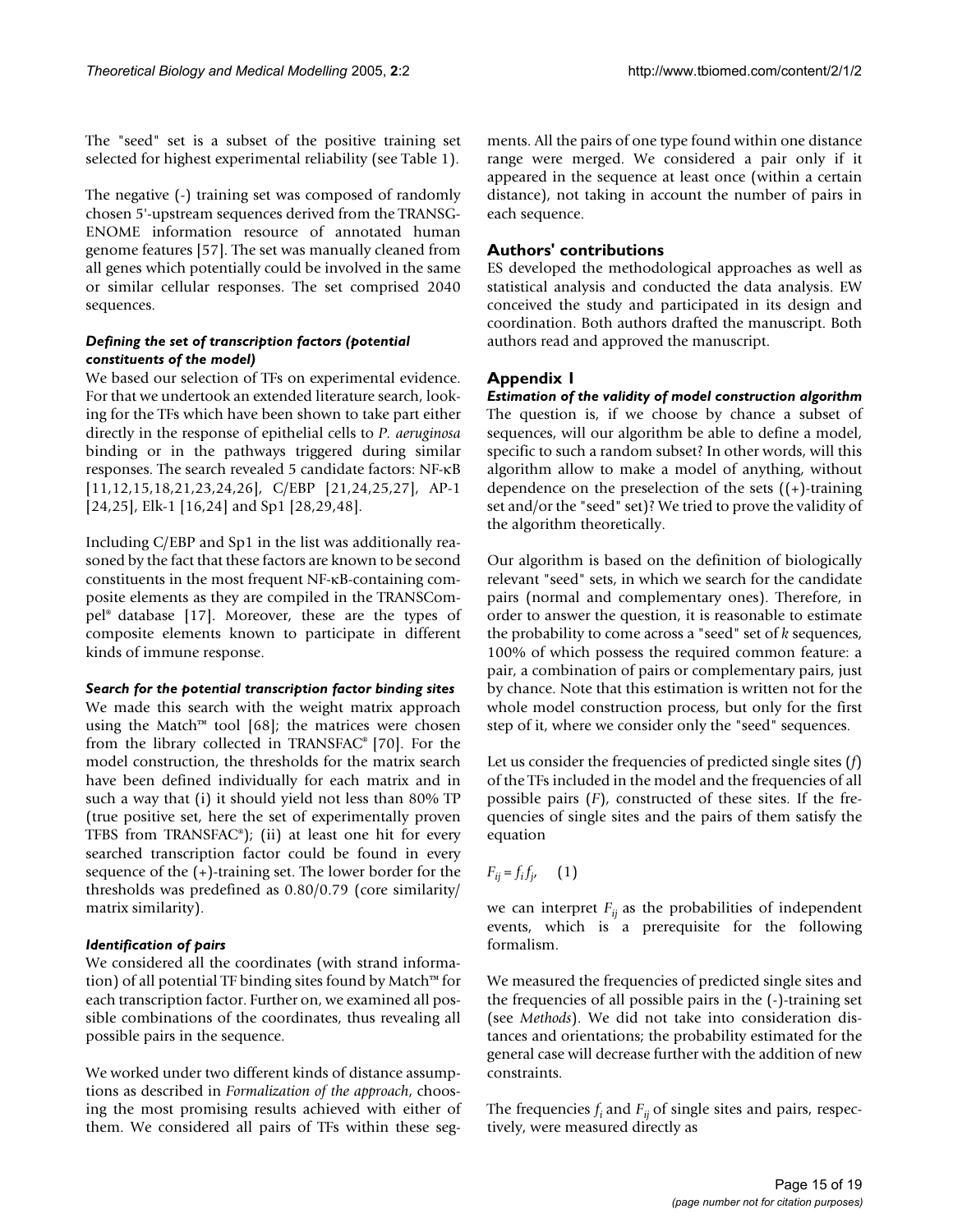The "seed" set is a subset of the positive training set selected for highest experimental reliability (see Table 1).

The negative (-) training set was composed of randomly chosen 5'-upstream sequences derived from the TRANSG-ENOME information resource of annotated human genome features [57]. The set was manually cleaned from all genes which potentially could be involved in the same or similar cellular responses. The set comprised 2040 sequences.

#### *Defining the set of transcription factors (potential constituents of the model)*

We based our selection of TFs on experimental evidence. For that we undertook an extended literature search, looking for the TFs which have been shown to take part either directly in the response of epithelial cells to *P. aeruginosa* binding or in the pathways triggered during similar responses. The search revealed 5 candidate factors: NF-κB [11,12,15,18,21,23,24,26], C/EBP [21,24,25,27], AP-1 [24,25], Elk-1 [16,24] and Sp1 [28,29,48].

Including C/EBP and Sp1 in the list was additionally reasoned by the fact that these factors are known to be second constituents in the most frequent NF-κB-containing composite elements as they are compiled in the TRANSCompel® database [17]. Moreover, these are the types of composite elements known to participate in different kinds of immune response.

#### *Search for the potential transcription factor binding sites*

We made this search with the weight matrix approach using the Match™ tool [68]; the matrices were chosen from the library collected in TRANSFAC® [70]. For the model construction, the thresholds for the matrix search have been defined individually for each matrix and in such a way that (i) it should yield not less than 80% TP (true positive set, here the set of experimentally proven TFBS from TRANSFAC®); (ii) at least one hit for every searched transcription factor could be found in every sequence of the (+)-training set. The lower border for the thresholds was predefined as 0.80/0.79 (core similarity/matrix similarity).

#### *Identification of pairs*

We considered all the coordinates (with strand information) of all potential TF binding sites found by Match™ for each transcription factor. Further on, we examined all possible combinations of the coordinates, thus revealing all possible pairs in the sequence.

We worked under two different kinds of distance assumptions as described in *Formalization of the approach*, choosing the most promising results achieved with either of them. We considered all pairs of TFs within these segments. All the pairs of one type found within one distance range were merged. We considered a pair only if it appeared in the sequence at least once (within a certain distance), not taking in account the number of pairs in each sequence.

## Authors' contributions

ES developed the methodological approaches as well as statistical analysis and conducted the data analysis. EW conceived the study and participated in its design and coordination. Both authors drafted the manuscript. Both authors read and approved the manuscript.

## Appendix 1

#### *Estimation of the validity of model construction algorithm*

The question is, if we choose by chance a subset of sequences, will our algorithm be able to define a model, specific to such a random subset? In other words, will this algorithm allow to make a model of anything, without dependence on the preselection of the sets ((+)-training set and/or the "seed" set)? We tried to prove the validity of the algorithm theoretically.

Our algorithm is based on the definition of biologically relevant "seed" sets, in which we search for the candidate pairs (normal and complementary ones). Therefore, in order to answer the question, it is reasonable to estimate the probability to come across a "seed" set of *k* sequences, 100% of which possess the required common feature: a pair, a combination of pairs or complementary pairs, just by chance. Note that this estimation is written not for the whole model construction process, but only for the first step of it, where we consider only the "seed" sequences.

Let us consider the frequencies of predicted single sites ($f$) of the TFs included in the model and the frequencies of all possible pairs ($F$), constructed of these sites. If the frequencies of single sites and the pairs of them satisfy the equation

$$F_{ij} = f_i f_j, \quad (1)$$

we can interpret $F_{ij}$ as the probabilities of independent events, which is a prerequisite for the following formalism.

We measured the frequencies of predicted single sites and the frequencies of all possible pairs in the (-)-training set (see *Methods*). We did not take into consideration distances and orientations; the probability estimated for the general case will decrease further with the addition of new constraints.

The frequencies $f_i$ and $F_{ij}$ of single sites and pairs, respectively, were measured directly as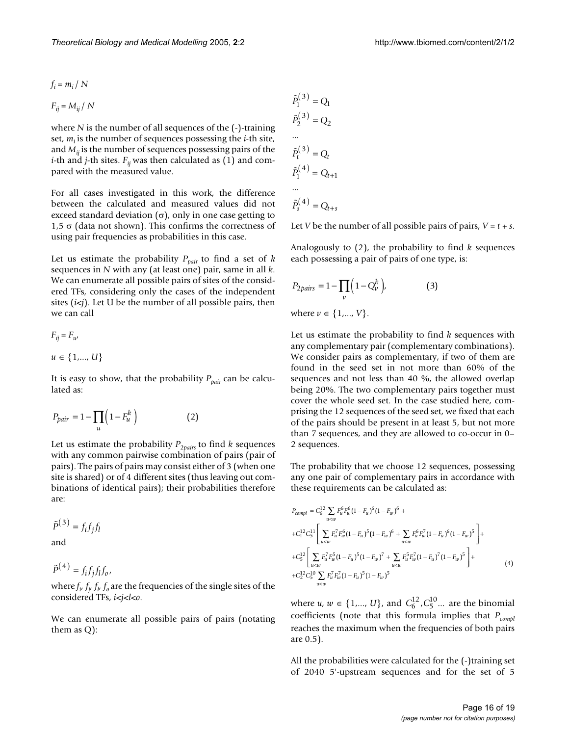$f_i = m_i / N$

$F_{ij} = M_{ij} / N$

where $N$ is the number of all sequences of the (-)-training set, $m_i$ is the number of sequences possessing the $i$-th site, and $M_{ij}$ is the number of sequences possessing pairs of the $i$-th and $j$-th sites. $F_{ij}$ was then calculated as (1) and compared with the measured value.

For all cases investigated in this work, the difference between the calculated and measured values did not exceed standard deviation ($\sigma$), only in one case getting to 1,5 $\sigma$ (data not shown). This confirms the correctness of using pair frequencies as probabilities in this case.

Let us estimate the probability $P_{pair}$ to find a set of $k$ sequences in $N$ with any (at least one) pair, same in all $k$. We can enumerate all possible pairs of sites of the considered TFs, considering only the cases of the independent sites ($i<j$). Let U be the number of all possible pairs, then we can call

$F_{ij} = F_u,$

$u \in \{1,..., U\}$

It is easy to show, that the probability $P_{pair}$ can be calculated as:

$$P_{pair} = 1 - \prod_u \left(1 - F_u^k\right) \qquad (2)$$

Let us estimate the probability $P_{2pairs}$ to find $k$ sequences with any common pairwise combination of pairs (pair of pairs). The pairs of pairs may consist either of 3 (when one site is shared) or of 4 different sites (thus leaving out combinations of identical pairs); their probabilities therefore are:

$$\tilde{P}^{(3)} = f_i f_j f_l$$

and

$$\tilde{P}^{(4)} = f_i f_j f_l f_o,$$

where $f_i$, $f_j$, $f_l$, $f_o$ are the frequencies of the single sites of the considered TFs, $i<j<l<o$.

We can enumerate all possible pairs of pairs (notating them as Q):

$$\tilde{P}_1^{(3)} = Q_1$$
$$\tilde{P}_2^{(3)} = Q_2$$
$$\ldots$$
$$\tilde{P}_t^{(3)} = Q_t$$
$$\tilde{P}_1^{(4)} = Q_{t+1}$$
$$\ldots$$
$$\tilde{P}_s^{(4)} = Q_{t+s}$$

Let $V$ be the number of all possible pairs of pairs, $V = t + s$.

Analogously to (2), the probability to find $k$ sequences each possessing a pair of pairs of one type, is:

$$P_{2pairs} = 1 - \prod_v \left(1 - Q_v^k\right), \qquad (3)$$

where $v \in \{1,..., V\}$.

Let us estimate the probability to find $k$ sequences with any complementary pair (complementary combinations). We consider pairs as complementary, if two of them are found in the seed set in not more than 60% of the sequences and not less than 40 %, the allowed overlap being 20%. The two complementary pairs together must cover the whole seed set. In the case studied here, comprising the 12 sequences of the seed set, we fixed that each of the pairs should be present in at least 5, but not more than 7 sequences, and they are allowed to co-occur in 0–2 sequences.

The probability that we choose 12 sequences, possessing any one pair of complementary pairs in accordance with these requirements can be calculated as:

$$\begin{aligned}
P_{compl} &= C_6^{12} \sum_{u<w} F_u^6 F_w^6 (1-F_u)^6 (1-F_w)^6 + \\
&+ C_1^{12} C_5^{11} \left[ \sum_{u<w} F_u^7 F_w^6 (1-F_u)^5 (1-F_w)^6 + \sum_{u<w} F_u^6 F_w^7 (1-F_u)^6 (1-F_w)^5 \right] + \\
&+ C_5^{12} \left[ \sum_{u<w} F_u^7 F_w^5 (1-F_u)^5 (1-F_w)^7 + \sum_{u<w} F_u^5 F_w^7 (1-F_u)^7 (1-F_w)^5 \right] + \\
&+ C_2^{12} C_5^{10} \sum_{u<w} F_u^7 F_w^7 (1-F_u)^5 (1-F_w)^5
\end{aligned} \qquad (4)$$

where $u, w \in \{1,..., U\}$, and $C_6^{12}, C_5^{10} \ldots$ are the binomial coefficients (note that this formula implies that $P_{compl}$ reaches the maximum when the frequencies of both pairs are 0.5).

All the probabilities were calculated for the (-)training set of 2040 5'-upstream sequences and for the set of 5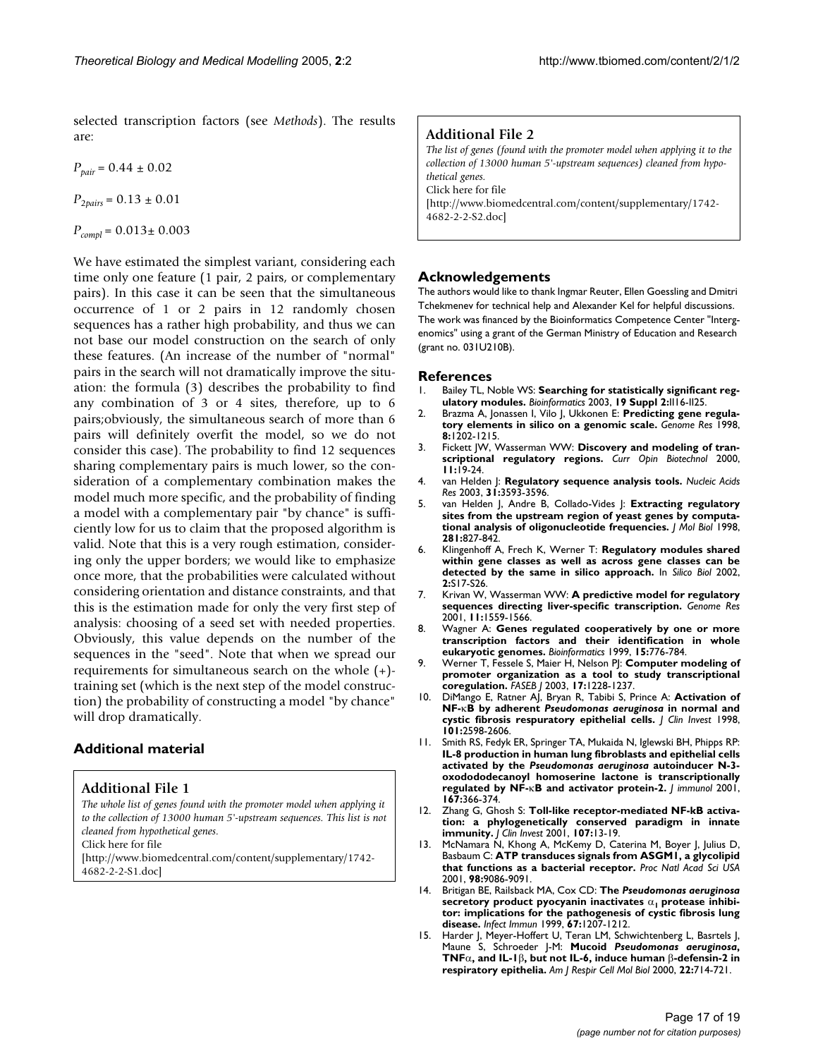selected transcription factors (see *Methods*). The results are:

$P_{pair} = 0.44 \pm 0.02$

$P_{2pairs} = 0.13 \pm 0.01$

$P_{compl} = 0.013 \pm 0.003$

We have estimated the simplest variant, considering each time only one feature (1 pair, 2 pairs, or complementary pairs). In this case it can be seen that the simultaneous occurrence of 1 or 2 pairs in 12 randomly chosen sequences has a rather high probability, and thus we can not base our model construction on the search of only these features. (An increase of the number of "normal" pairs in the search will not dramatically improve the situation: the formula (3) describes the probability to find any combination of 3 or 4 sites, therefore, up to 6 pairs;obviously, the simultaneous search of more than 6 pairs will definitely overfit the model, so we do not consider this case). The probability to find 12 sequences sharing complementary pairs is much lower, so the consideration of a complementary combination makes the model much more specific, and the probability of finding a model with a complementary pair "by chance" is sufficiently low for us to claim that the proposed algorithm is valid. Note that this is a very rough estimation, considering only the upper borders; we would like to emphasize once more, that the probabilities were calculated without considering orientation and distance constraints, and that this is the estimation made for only the very first step of analysis: choosing of a seed set with needed properties. Obviously, this value depends on the number of the sequences in the "seed". Note that when we spread our requirements for simultaneous search on the whole (+)-training set (which is the next step of the model construction) the probability of constructing a model "by chance" will drop dramatically.

## Additional material

### Additional File 1

*The whole list of genes found with the promoter model when applying it to the collection of 13000 human 5'-upstream sequences. This list is not cleaned from hypothetical genes.*

Click here for file

[http://www.biomedcentral.com/content/supplementary/1742-4682-2-2-S1.doc]

### Additional File 2

*The list of genes (found with the promoter model when applying it to the collection of 13000 human 5'-upstream sequences) cleaned from hypothetical genes.*

Click here for file

[http://www.biomedcentral.com/content/supplementary/1742-4682-2-2-S2.doc]

## Acknowledgements

The authors would like to thank Ingmar Reuter, Ellen Goessling and Dmitri Tchekmenev for technical help and Alexander Kel for helpful discussions. The work was financed by the Bioinformatics Competence Center "Intergenomics" using a grant of the German Ministry of Education and Research (grant no. 031U210B).

## References

1. Bailey TL, Noble WS: **Searching for statistically significant regulatory modules.** *Bioinformatics* 2003, **19 Suppl 2:**II16-II25.
2. Brazma A, Jonassen I, Vilo J, Ukkonen E: **Predicting gene regulatory elements in silico on a genomic scale.** *Genome Res* 1998, **8:**1202-1215.
3. Fickett JW, Wasserman WW: **Discovery and modeling of transcriptional regulatory regions.** *Curr Opin Biotechnol* 2000, **11:**19-24.
4. van Helden J: **Regulatory sequence analysis tools.** *Nucleic Acids Res* 2003, **31:**3593-3596.
5. van Helden J, Andre B, Collado-Vides J: **Extracting regulatory sites from the upstream region of yeast genes by computational analysis of oligonucleotide frequencies.** *J Mol Biol* 1998, **281:**827-842.
6. Klingenhoff A, Frech K, Werner T: **Regulatory modules shared within gene classes as well as across gene classes can be detected by the same in silico approach.** In *Silico Biol* 2002, **2:**S17-S26.
7. Krivan W, Wasserman WW: **A predictive model for regulatory sequences directing liver-specific transcription.** *Genome Res* 2001, **11:**1559-1566.
8. Wagner A: **Genes regulated cooperatively by one or more transcription factors and their identification in whole eukaryotic genomes.** *Bioinformatics* 1999, **15:**776-784.
9. Werner T, Fessele S, Maier H, Nelson PJ: **Computer modeling of promoter organization as a tool to study transcriptional coregulation.** *FASEB J* 2003, **17:**1228-1237.
10. DiMango E, Ratner AJ, Bryan R, Tabibi S, Prince A: **Activation of NF-κB by adherent *Pseudomonas aeruginosa* in normal and cystic fibrosis respuratory epithelial cells.** *J Clin Invest* 1998, **101:**2598-2606.
11. Smith RS, Fedyk ER, Springer TA, Mukaida N, Iglewski BH, Phipps RP: **IL-8 production in human lung fibroblasts and epithelial cells activated by the *Pseudomonas aeruginosa* autoinducer N-3-oxododecanoyl homoserine lactone is transcriptionally regulated by NF-κB and activator protein-2.** *J immunol* 2001, **167:**366-374.
12. Zhang G, Ghosh S: **Toll-like receptor-mediated NF-kB activation: a phylogenetically conserved paradigm in innate immunity.** *J Clin Invest* 2001, **107:**13-19.
13. McNamara N, Khong A, McKemy D, Caterina M, Boyer J, Julius D, Basbaum C: **ATP transduces signals from ASGM1, a glycolipid that functions as a bacterial receptor.** *Proc Natl Acad Sci USA* 2001, **98:**9086-9091.
14. Britigan BE, Railsback MA, Cox CD: **The *Pseudomonas aeruginosa* secretory product pyocyanin inactivates $\alpha_1$ protease inhibitor: implications for the pathogenesis of cystic fibrosis lung disease.** *Infect Immun* 1999, **67:**1207-1212.
15. Harder J, Meyer-Hoffert U, Teran LM, Schwichtenberg L, Basrtels J, Maune S, Schroeder J-M: **Mucoid *Pseudomonas aeruginosa*, TNFα, and IL-1β, but not IL-6, induce human β-defensin-2 in respiratory epithelia.** *Am J Respir Cell Mol Biol* 2000, **22:**714-721.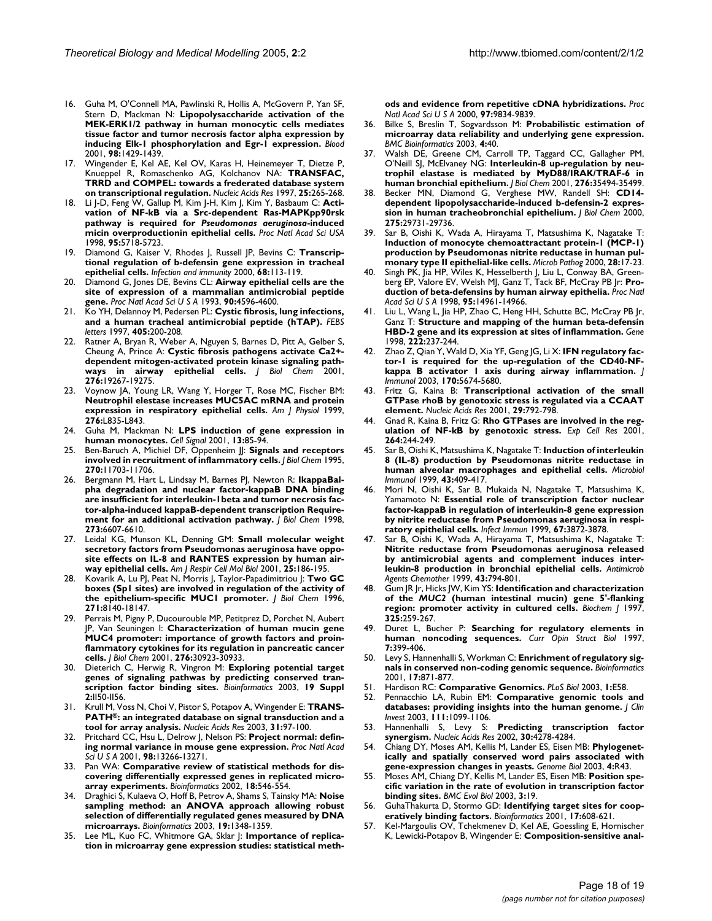16. Guha M, O'Connell MA, Pawlinski R, Hollis A, McGovern P, Yan SF, Stern D, Mackman N: **Lipopolysaccharide activation of the MEK-ERK1/2 pathway in human monocytic cells mediates tissue factor and tumor necrosis factor alpha expression by inducing Elk-1 phosphorylation and Egr-1 expression.** *Blood* 2001, **98:**1429-1439.
17. Wingender E, Kel AE, Kel OV, Karas H, Heinemeyer T, Dietze P, Knueppel R, Romaschenko AG, Kolchanov NA: **TRANSFAC, TRRD and COMPEL: towards a frederated database system on transcriptional regulation.** *Nucleic Acids Res* 1997, **25:**265-268.
18. Li J-D, Feng W, Gallup M, Kim J-H, Kim J, Kim Y, Basbaum C: **Activation of NF-kB via a Src-dependent Ras-MAPKpp90rsk pathway is required for *Pseudomonas aeruginosa*-induced micin overproductionin epithelial cells.** *Proc Natl Acad Sci USA* 1998, **95:**5718-5723.
19. Diamond G, Kaiser V, Rhodes J, Russell JP, Bevins C: **Transcriptional regulation of b-defensin gene expression in tracheal epithelial cells.** *Infection and immunity* 2000, **68:**113-119.
20. Diamond G, Jones DE, Bevins CL: **Airway epithelial cells are the site of expression of a mammalian antimicrobial peptide gene.** *Proc Natl Acad Sci U S A* 1993, **90:**4596-4600.
21. Ko YH, Delannoy M, Pedersen PL: **Cystic fibrosis, lung infections, and a human tracheal antimicrobial peptide (hTAP).** *FEBS letters* 1997, **405:**200-208.
22. Ratner A, Bryan R, Weber A, Nguyen S, Barnes D, Pitt A, Gelber S, Cheung A, Prince A: **Cystic fibrosis pathogens activate Ca2+-dependent mitogen-activated protein kinase signaling pathways in airway epithelial cells.** *J Biol Chem* 2001, **276:**19267-19275.
23. Voynow JA, Young LR, Wang Y, Horger T, Rose MC, Fischer BM: **Neutrophil elastase increases MUC5AC mRNA and protein expression in respiratory epithelial cells.** *Am J Physiol* 1999, **276:**L835-L843.
24. Guha M, Mackman N: **LPS induction of gene expression in human monocytes.** *Cell Signal* 2001, **13:**85-94.
25. Ben-Baruch A, Michiel DF, Oppenheim JJ: **Signals and receptors involved in recruitment of inflammatory cells.** *J Biol Chem* 1995, **270:**11703-11706.
26. Bergmann M, Hart L, Lindsay M, Barnes PJ, Newton R: **IkappaBalpha degradation and nuclear factor-kappaB DNA binding are insufficient for interleukin-1beta and tumor necrosis factor-alpha-induced kappaB-dependent transcription Requirement for an additional activation pathway.** *J Biol Chem* 1998, **273:**6607-6610.
27. Leidal KG, Munson KL, Denning GM: **Small molecular weight secretory factors from Pseudomonas aeruginosa have opposite effects on IL-8 and RANTES expression by human airway epithelial cells.** *Am J Respir Cell Mol Biol* 2001, **25:**186-195.
28. Kovarik A, Lu PJ, Peat N, Morris J, Taylor-Papadimitriou J: **Two GC boxes (Sp1 sites) are involved in regulation of the activity of the epithelium-specific MUC1 promoter.** *J Biol Chem* 1996, **271:**8140-18147.
29. Perrais M, Pigny P, Ducourouble MP, Petitprez D, Porchet N, Aubert JP, Van Seuningen I: **Characterization of human mucin gene MUC4 promoter: importance of growth factors and proinflammatory cytokines for its regulation in pancreatic cancer cells.** *J Biol Chem* 2001, **276:**30923-30933.
30. Dieterich C, Herwig R, Vingron M: **Exploring potential target genes of signaling pathways by predicting conserved transcription factor binding sites.** *Bioinformatics* 2003, **19 Suppl 2:**II50-II56.
31. Krull M, Voss N, Choi V, Pistor S, Potapov A, Wingender E: **TRANSPATH®: an integrated database on signal transduction and a tool for array analysis.** *Nucleic Acids Res* 2003, **31:**97-100.
32. Pritchard CC, Hsu L, Delrow J, Nelson PS: **Project normal: defining normal variance in mouse gene expression.** *Proc Natl Acad Sci U S A* 2001, **98:**13266-13271.
33. Pan WA: **Comparative review of statistical methods for discovering differentially expressed genes in replicated microarray experiments.** *Bioinformatics* 2002, **18:**546-554.
34. Draghici S, Kulaeva O, Hoff B, Petrov A, Shams S, Tainsky MA: **Noise sampling method: an ANOVA approach allowing robust selection of differentially regulated genes measured by DNA microarrays.** *Bioinformatics* 2003, **19:**1348-1359.
35. Lee ML, Kuo FC, Whitmore GA, Sklar J: **Importance of replication in microarray gene expression studies: statistical methods and evidence from repetitive cDNA hybridizations.** *Proc Natl Acad Sci U S A* 2000, **97:**9834-9839.
36. Bilke S, Breslin T, Sogvardsson M: **Probabilistic estimation of microarray data reliability and underlying gene expression.** *BMC Bioinformatics* 2003, **4:**40.
37. Walsh DE, Greene CM, Carroll TP, Taggard CC, Gallagher PM, O'Neill SJ, McElvaney NG: **Interleukin-8 up-regulation by neutrophil elastase is mediated by MyD88/IRAK/TRAF-6 in human bronchial epithelium.** *J Biol Chem* 2001, **276:**35494-35499.
38. Becker MN, Diamond G, Verghese MW, Randell SH: **CD14-dependent lipopolysaccharide-induced b-defensin-2 expression in human tracheobronchial epithelium.** *J Biol Chem* 2000, **275:**29731-29736.
39. Sar B, Oishi K, Wada A, Hirayama T, Matsushima K, Nagatake T: **Induction of monocyte chemoattractant protein-1 (MCP-1) production by Pseudomonas nitrite reductase in human pulmonary type II epithelial-like cells.** *Microb Pathog* 2000, **28:**17-23.
40. Singh PK, Jia HP, Wiles K, Hesselberth J, Liu L, Conway BA, Greenberg EP, Valore EV, Welsh MJ, Ganz T, Tack BF, McCray PB Jr: **Production of beta-defensins by human airway epithelia.** *Proc Natl Acad Sci U S A* 1998, **95:**14961-14966.
41. Liu L, Wang L, Jia HP, Zhao C, Heng HH, Schutte BC, McCray PB Jr, Ganz T: **Structure and mapping of the human beta-defensin HBD-2 gene and its expression at sites of inflammation.** *Gene* 1998, **222:**237-244.
42. Zhao Z, Qian Y, Wald D, Xia YF, Geng JG, Li X: **IFN regulatory factor-1 is required for the up-regulation of the CD40-NF-kappa B activator 1 axis during airway inflammation.** *J Immunol* 2003, **170:**5674-5680.
43. Fritz G, Kaina B: **Transcriptional activation of the small GTPase rhoB by genotoxic stress is regulated via a CCAAT element.** *Nucleic Acids Res* 2001, **29:**792-798.
44. Gnad R, Kaina B, Fritz G: **Rho GTPases are involved in the regulation of NF-kB by genotoxic stress.** *Exp Cell Res* 2001, **264:**244-249.
45. Sar B, Oishi K, Matsushima K, Nagatake T: **Induction of interleukin 8 (IL-8) production by Pseudomonas nitrite reductase in human alveolar macrophages and epithelial cells.** *Microbiol Immunol* 1999, **43:**409-417.
46. Mori N, Oishi K, Sar B, Mukaida N, Nagatake T, Matsushima K, Yamamoto N: **Essential role of transcription factor nuclear factor-kappaB in regulation of interleukin-8 gene expression by nitrite reductase from Pseudomonas aeruginosa in respiratory epithelial cells.** *Infect Immun* 1999, **67:**3872-3878.
47. Sar B, Oishi K, Wada A, Hirayama T, Matsushima K, Nagatake T: **Nitrite reductase from Pseudomonas aeruginosa released by antimicrobial agents and complement induces interleukin-8 production in bronchial epithelial cells.** *Antimicrob Agents Chemother* 1999, **43:**794-801.
48. Gum JR Jr, Hicks JW, Kim YS: **Identification and characterization of the *MUC2* (human intestinal mucin) gene 5'-flanking region: promoter activity in cultured cells.** *Biochem J* 1997, **325:**259-267.
49. Duret L, Bucher P: **Searching for regulatory elements in human noncoding sequences.** *Curr Opin Struct Biol* 1997, **7:**399-406.
50. Levy S, Hannenhalli S, Workman C: **Enrichment of regulatory signals in conserved non-coding genomic sequence.** *Bioinformatics* 2001, **17:**871-877.
51. Hardison RC: **Comparative Genomics.** *PLoS Biol* 2003, **1:**E58.
52. Pennacchio LA, Rubin EM: **Comparative genomic tools and databases: providing insights into the human genome.** *J Clin Invest* 2003, **111:**1099-1106.
53. Hannenhalli S, Levy S: **Predicting transcription factor synergism.** *Nucleic Acids Res* 2002, **30:**4278-4284.
54. Chiang DY, Moses AM, Kellis M, Lander ES, Eisen MB: **Phylogenetically and spatially conserved word pairs associated with gene-expression changes in yeasts.** *Genome Biol* 2003, **4:**R43.
55. Moses AM, Chiang DY, Kellis M, Lander ES, Eisen MB: **Position specific variation in the rate of evolution in transcription factor binding sites.** *BMC Evol Biol* 2003, **3:**19.
56. GuhaThakurta D, Stormo GD: **Identifying target sites for cooperatively binding factors.** *Bioinformatics* 2001, **17:**608-621.
57. Kel-Margoulis OV, Tchekmenev D, Kel AE, Goessling E, Hornischer K, Lewicki-Potapov B, Wingender E: **Composition-sensitive anal-**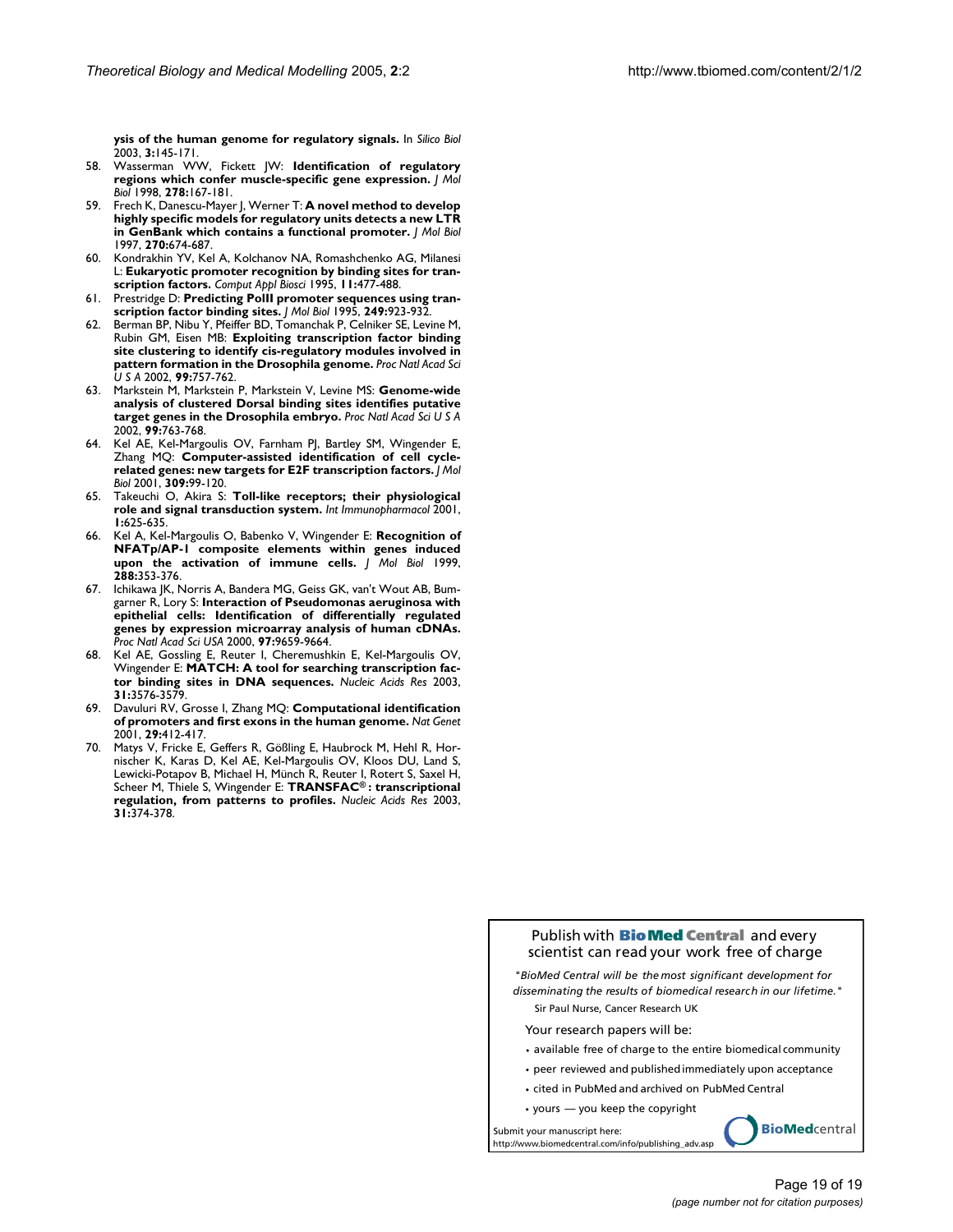**ysis of the human genome for regulatory signals.** *In Silico Biol* 2003, **3:**145-171.

58. Wasserman WW, Fickett JW: **Identification of regulatory regions which confer muscle-specific gene expression.** *J Mol Biol* 1998, **278:**167-181.
59. Frech K, Danescu-Mayer J, Werner T: **A novel method to develop highly specific models for regulatory units detects a new LTR in GenBank which contains a functional promoter.** *J Mol Biol* 1997, **270:**674-687.
60. Kondrakhin YV, Kel A, Kolchanov NA, Romashchenko AG, Milanesi L: **Eukaryotic promoter recognition by binding sites for transcription factors.** *Comput Appl Biosci* 1995, **11:**477-488.
61. Prestridge D: **Predicting PolII promoter sequences using transcription factor binding sites.** *J Mol Biol* 1995, **249:**923-932.
62. Berman BP, Nibu Y, Pfeiffer BD, Tomanchak P, Celniker SE, Levine M, Rubin GM, Eisen MB: **Exploiting transcription factor binding site clustering to identify cis-regulatory modules involved in pattern formation in the Drosophila genome.** *Proc Natl Acad Sci U S A* 2002, **99:**757-762.
63. Markstein M, Markstein P, Markstein V, Levine MS: **Genome-wide analysis of clustered Dorsal binding sites identifies putative target genes in the Drosophila embryo.** *Proc Natl Acad Sci U S A* 2002, **99:**763-768.
64. Kel AE, Kel-Margoulis OV, Farnham PJ, Bartley SM, Wingender E, Zhang MQ: **Computer-assisted identification of cell cycle-related genes: new targets for E2F transcription factors.** *J Mol Biol* 2001, **309:**99-120.
65. Takeuchi O, Akira S: **Toll-like receptors; their physiological role and signal transduction system.** *Int Immunopharmacol* 2001, **1:**625-635.
66. Kel A, Kel-Margoulis O, Babenko V, Wingender E: **Recognition of NFATp/AP-1 composite elements within genes induced upon the activation of immune cells.** *J Mol Biol* 1999, **288:**353-376.
67. Ichikawa JK, Norris A, Bandera MG, Geiss GK, van't Wout AB, Bumgarner R, Lory S: **Interaction of Pseudomonas aeruginosa with epithelial cells: Identification of differentially regulated genes by expression microarray analysis of human cDNAs.** *Proc Natl Acad Sci USA* 2000, **97:**9659-9664.
68. Kel AE, Gossling E, Reuter I, Cheremushkin E, Kel-Margoulis OV, Wingender E: **MATCH: A tool for searching transcription factor binding sites in DNA sequences.** *Nucleic Acids Res* 2003, **31:**3576-3579.
69. Davuluri RV, Grosse I, Zhang MQ: **Computational identification of promoters and first exons in the human genome.** *Nat Genet* 2001, **29:**412-417.
70. Matys V, Fricke E, Geffers R, Gößling E, Haubrock M, Hehl R, Hornischer K, Karas D, Kel AE, Kel-Margoulis OV, Kloos DU, Land S, Lewicki-Potapov B, Michael H, Münch R, Reuter I, Rotert S, Saxel H, Scheer M, Thiele S, Wingender E: **TRANSFAC®: transcriptional regulation, from patterns to profiles.** *Nucleic Acids Res* 2003, **31:**374-378.

Publish with **BioMed Central** and every scientist can read your work free of charge

*"BioMed Central will be the most significant development for disseminating the results of biomedical research in our lifetime."*

Sir Paul Nurse, Cancer Research UK

Your research papers will be:

- available free of charge to the entire biomedical community
- peer reviewed and published immediately upon acceptance
- cited in PubMed and archived on PubMed Central
- yours — you keep the copyright

Submit your manuscript here:
http://www.biomedcentral.com/info/publishing_adv.asp

**BioMed**central